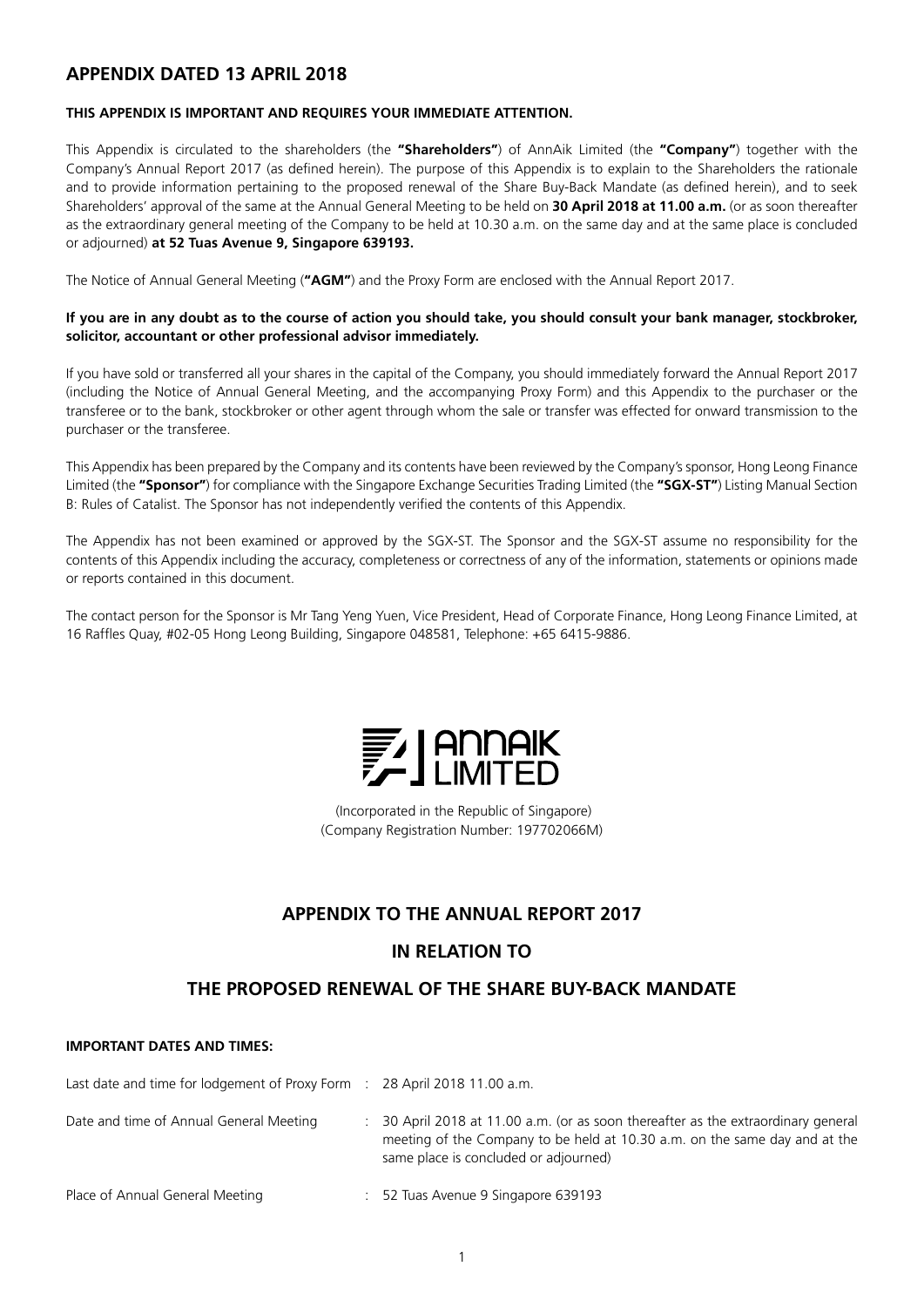# APPENDIX DATED 13 APRIL 2018

**THIS APPENDIX IS IMPORTANT AND REQUIRES YOUR IMMEDIATE ATTENTION.**

This Appendix is circulated to the shareholders (the **"Shareholders"**) of AnnAik Limited (the **"Company"**) together with the Company's Annual Report 2017 (as defined herein). The purpose of this Appendix is to explain to the Shareholders the rationale and to provide information pertaining to the proposed renewal of the Share Buy-Back Mandate (as defined herein), and to seek Shareholders' approval of the same at the Annual General Meeting to be held on **30 April 2018 at 11.00 a.m.** (or as soon thereafter as the extraordinary general meeting of the Company to be held at 10.30 a.m. on the same day and at the same place is concluded or adjourned) **at 52 Tuas Avenue 9, Singapore 639193.**

The Notice of Annual General Meeting (**"AGM"**) and the Proxy Form are enclosed with the Annual Report 2017.

**If you are in any doubt as to the course of action you should take, you should consult your bank manager, stockbroker, solicitor, accountant or other professional advisor immediately.**

If you have sold or transferred all your shares in the capital of the Company, you should immediately forward the Annual Report 2017 (including the Notice of Annual General Meeting, and the accompanying Proxy Form) and this Appendix to the purchaser or the transferee or to the bank, stockbroker or other agent through whom the sale or transfer was effected for onward transmission to the purchaser or the transferee.

This Appendix has been prepared by the Company and its contents have been reviewed by the Company's sponsor, Hong Leong Finance Limited (the **"Sponsor"**) for compliance with the Singapore Exchange Securities Trading Limited (the **"SGX-ST"**) Listing Manual Section B: Rules of Catalist. The Sponsor has not independently verified the contents of this Appendix.

The Appendix has not been examined or approved by the SGX-ST. The Sponsor and the SGX-ST assume no responsibility for the contents of this Appendix including the accuracy, completeness or correctness of any of the information, statements or opinions made or reports contained in this document.

The contact person for the Sponsor is Mr Tang Yeng Yuen, Vice President, Head of Corporate Finance, Hong Leong Finance Limited, at 16 Raffles Quay, #02-05 Hong Leong Building, Singapore 048581, Telephone: +65 6415-9886.

ANNAIK LIMITED

(Incorporated in the Republic of Singapore)
(Company Registration Number: 197702066M)

## APPENDIX TO THE ANNUAL REPORT 2017

## IN RELATION TO

## THE PROPOSED RENEWAL OF THE SHARE BUY-BACK MANDATE

**IMPORTANT DATES AND TIMES:**

| | | |
|---|---|---|
| Last date and time for lodgement of Proxy Form | : | 28 April 2018 11.00 a.m. |
| Date and time of Annual General Meeting | : | 30 April 2018 at 11.00 a.m. (or as soon thereafter as the extraordinary general meeting of the Company to be held at 10.30 a.m. on the same day and at the same place is concluded or adjourned) |
| Place of Annual General Meeting | : | 52 Tuas Avenue 9 Singapore 639193 |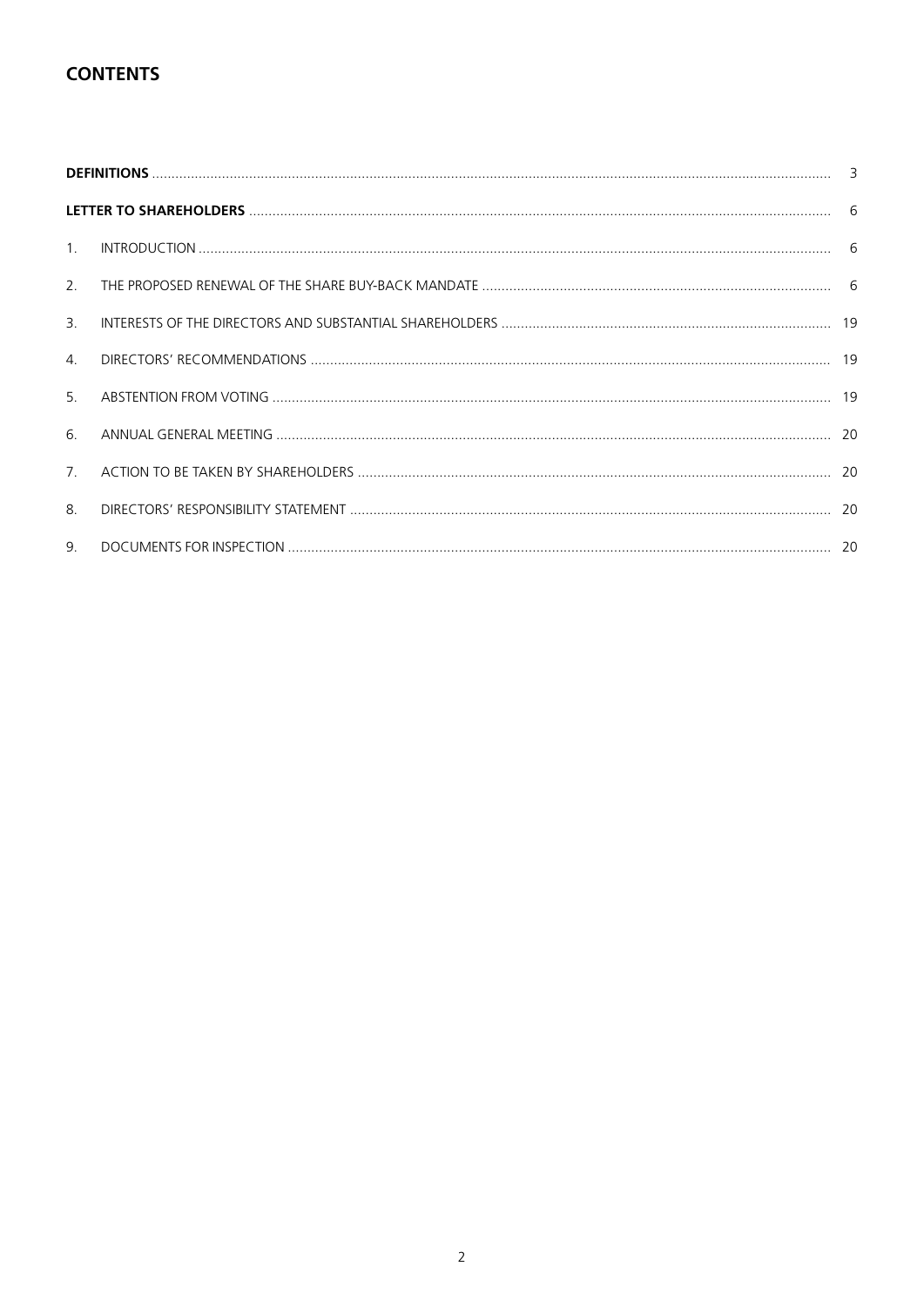## CONTENTS

| | | |
|---|---|---|
| **DEFINITIONS** | | 3 |
| **LETTER TO SHAREHOLDERS** | | 6 |
| 1. | INTRODUCTION | 6 |
| 2. | THE PROPOSED RENEWAL OF THE SHARE BUY-BACK MANDATE | 6 |
| 3. | INTERESTS OF THE DIRECTORS AND SUBSTANTIAL SHAREHOLDERS | 19 |
| 4. | DIRECTORS' RECOMMENDATIONS | 19 |
| 5. | ABSTENTION FROM VOTING | 19 |
| 6. | ANNUAL GENERAL MEETING | 20 |
| 7. | ACTION TO BE TAKEN BY SHAREHOLDERS | 20 |
| 8. | DIRECTORS' RESPONSIBILITY STATEMENT | 20 |
| 9. | DOCUMENTS FOR INSPECTION | 20 |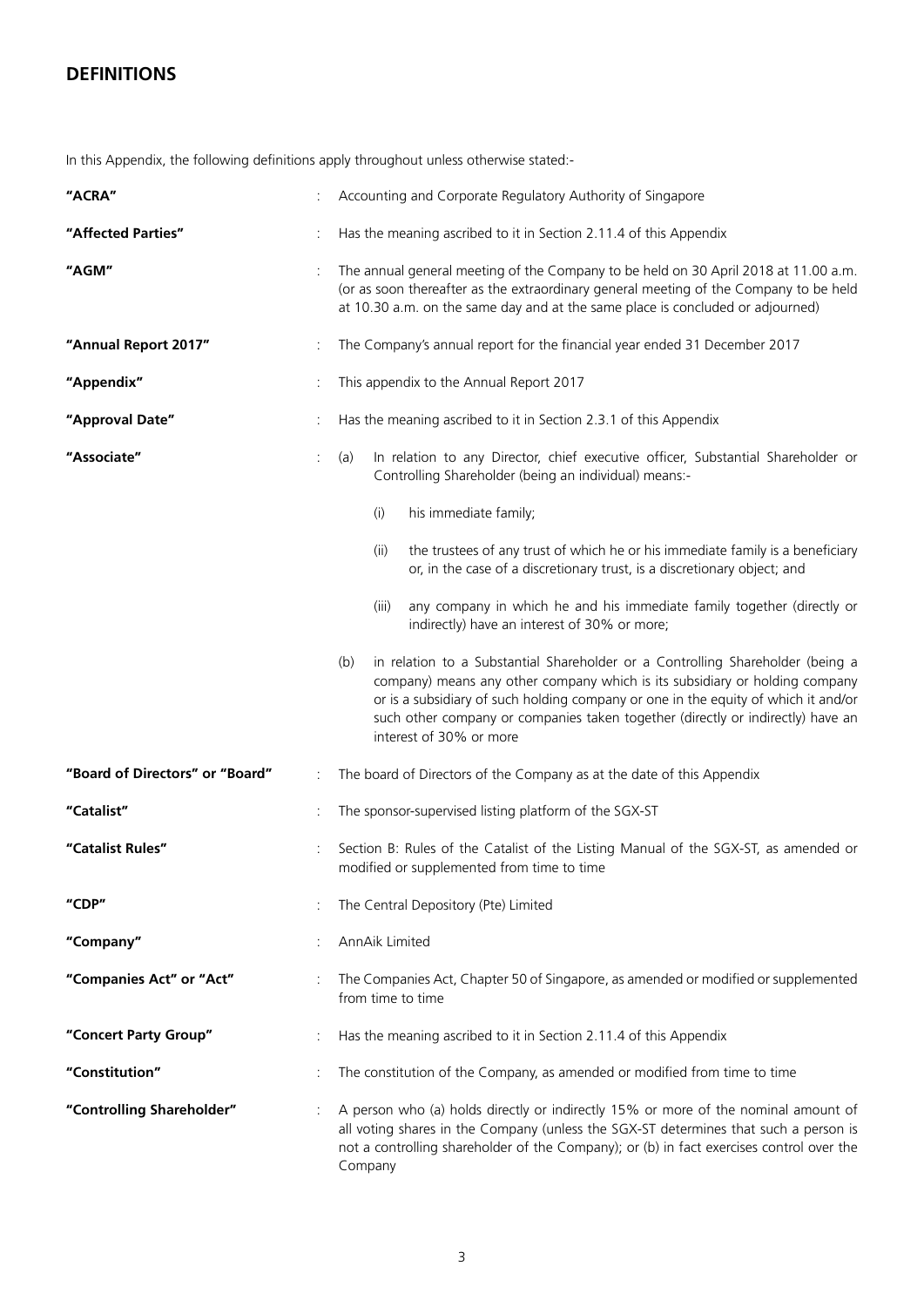## DEFINITIONS

In this Appendix, the following definitions apply throughout unless otherwise stated:-

| | | |
|---|---|---|
| **"ACRA"** | : | Accounting and Corporate Regulatory Authority of Singapore |
| **"Affected Parties"** | : | Has the meaning ascribed to it in Section 2.11.4 of this Appendix |
| **"AGM"** | : | The annual general meeting of the Company to be held on 30 April 2018 at 11.00 a.m. (or as soon thereafter as the extraordinary general meeting of the Company to be held at 10.30 a.m. on the same day and at the same place is concluded or adjourned) |
| **"Annual Report 2017"** | : | The Company's annual report for the financial year ended 31 December 2017 |
| **"Appendix"** | : | This appendix to the Annual Report 2017 |
| **"Approval Date"** | : | Has the meaning ascribed to it in Section 2.3.1 of this Appendix |
| **"Associate"** | : | (a) In relation to any Director, chief executive officer, Substantial Shareholder or Controlling Shareholder (being an individual) means:-<br>(i) his immediate family;<br>(ii) the trustees of any trust of which he or his immediate family is a beneficiary or, in the case of a discretionary trust, is a discretionary object; and<br>(iii) any company in which he and his immediate family together (directly or indirectly) have an interest of 30% or more;<br>(b) in relation to a Substantial Shareholder or a Controlling Shareholder (being a company) means any other company which is its subsidiary or holding company or is a subsidiary of such holding company or one in the equity of which it and/or such other company or companies taken together (directly or indirectly) have an interest of 30% or more |
| **"Board of Directors" or "Board"** | : | The board of Directors of the Company as at the date of this Appendix |
| **"Catalist"** | : | The sponsor-supervised listing platform of the SGX-ST |
| **"Catalist Rules"** | : | Section B: Rules of the Catalist of the Listing Manual of the SGX-ST, as amended or modified or supplemented from time to time |
| **"CDP"** | : | The Central Depository (Pte) Limited |
| **"Company"** | : | AnnAik Limited |
| **"Companies Act" or "Act"** | : | The Companies Act, Chapter 50 of Singapore, as amended or modified or supplemented from time to time |
| **"Concert Party Group"** | : | Has the meaning ascribed to it in Section 2.11.4 of this Appendix |
| **"Constitution"** | : | The constitution of the Company, as amended or modified from time to time |
| **"Controlling Shareholder"** | : | A person who (a) holds directly or indirectly 15% or more of the nominal amount of all voting shares in the Company (unless the SGX-ST determines that such a person is not a controlling shareholder of the Company); or (b) in fact exercises control over the Company |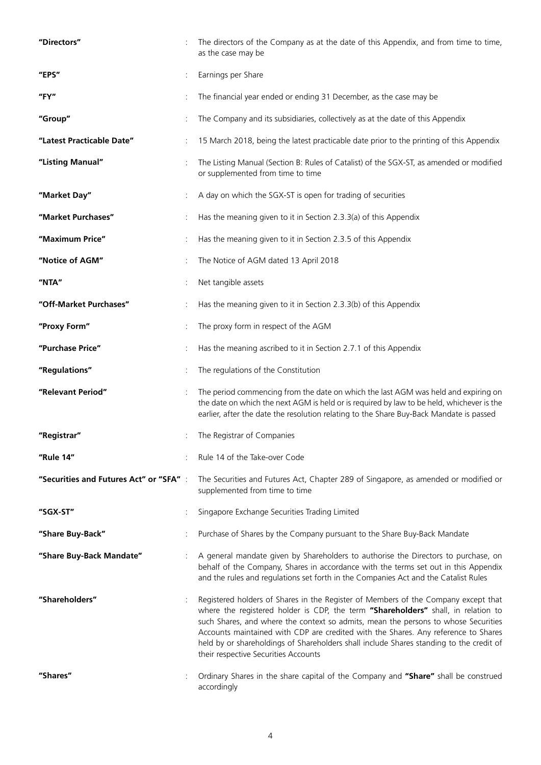| | | |
|---|---|---|
| **"Directors"** | : | The directors of the Company as at the date of this Appendix, and from time to time, as the case may be |
| **"EPS"** | : | Earnings per Share |
| **"FY"** | : | The financial year ended or ending 31 December, as the case may be |
| **"Group"** | : | The Company and its subsidiaries, collectively as at the date of this Appendix |
| **"Latest Practicable Date"** | : | 15 March 2018, being the latest practicable date prior to the printing of this Appendix |
| **"Listing Manual"** | : | The Listing Manual (Section B: Rules of Catalist) of the SGX-ST, as amended or modified or supplemented from time to time |
| **"Market Day"** | : | A day on which the SGX-ST is open for trading of securities |
| **"Market Purchases"** | : | Has the meaning given to it in Section 2.3.3(a) of this Appendix |
| **"Maximum Price"** | : | Has the meaning given to it in Section 2.3.5 of this Appendix |
| **"Notice of AGM"** | : | The Notice of AGM dated 13 April 2018 |
| **"NTA"** | : | Net tangible assets |
| **"Off-Market Purchases"** | : | Has the meaning given to it in Section 2.3.3(b) of this Appendix |
| **"Proxy Form"** | : | The proxy form in respect of the AGM |
| **"Purchase Price"** | : | Has the meaning ascribed to it in Section 2.7.1 of this Appendix |
| **"Regulations"** | : | The regulations of the Constitution |
| **"Relevant Period"** | : | The period commencing from the date on which the last AGM was held and expiring on the date on which the next AGM is held or is required by law to be held, whichever is the earlier, after the date the resolution relating to the Share Buy-Back Mandate is passed |
| **"Registrar"** | : | The Registrar of Companies |
| **"Rule 14"** | : | Rule 14 of the Take-over Code |
| **"Securities and Futures Act" or "SFA"** | : | The Securities and Futures Act, Chapter 289 of Singapore, as amended or modified or supplemented from time to time |
| **"SGX-ST"** | : | Singapore Exchange Securities Trading Limited |
| **"Share Buy-Back"** | : | Purchase of Shares by the Company pursuant to the Share Buy-Back Mandate |
| **"Share Buy-Back Mandate"** | : | A general mandate given by Shareholders to authorise the Directors to purchase, on behalf of the Company, Shares in accordance with the terms set out in this Appendix and the rules and regulations set forth in the Companies Act and the Catalist Rules |
| **"Shareholders"** | : | Registered holders of Shares in the Register of Members of the Company except that where the registered holder is CDP, the term **"Shareholders"** shall, in relation to such Shares, and where the context so admits, mean the persons to whose Securities Accounts maintained with CDP are credited with the Shares. Any reference to Shares held by or shareholdings of Shareholders shall include Shares standing to the credit of their respective Securities Accounts |
| **"Shares"** | : | Ordinary Shares in the share capital of the Company and **"Share"** shall be construed accordingly |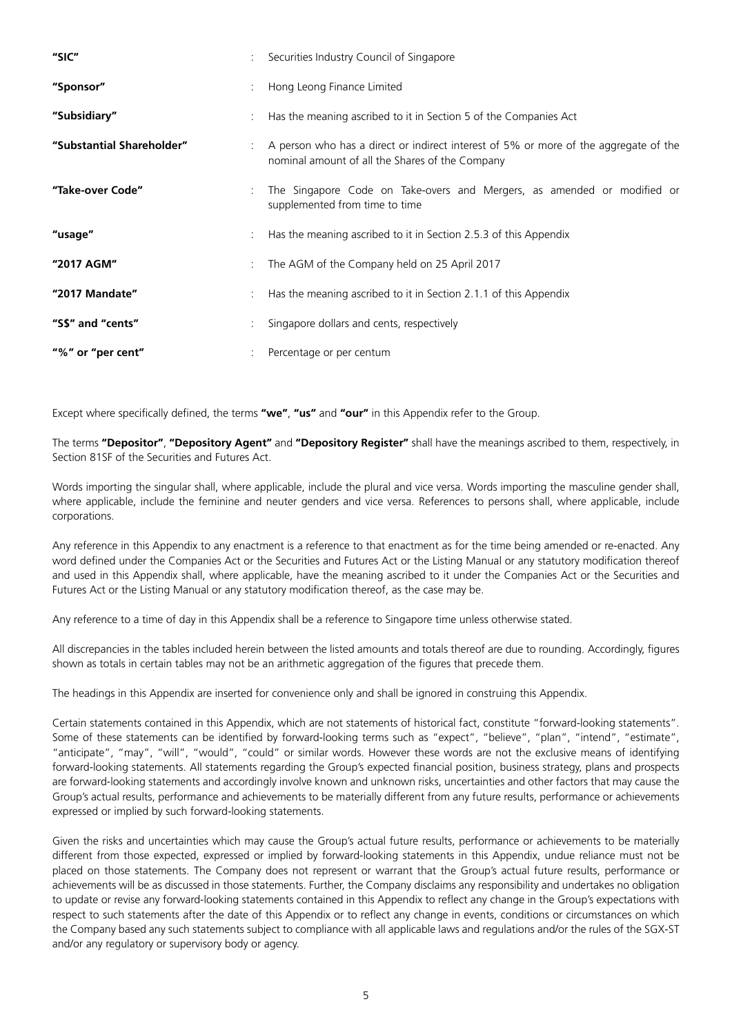| | | |
|---|---|---|
| **"SIC"** | : | Securities Industry Council of Singapore |
| **"Sponsor"** | : | Hong Leong Finance Limited |
| **"Subsidiary"** | : | Has the meaning ascribed to it in Section 5 of the Companies Act |
| **"Substantial Shareholder"** | : | A person who has a direct or indirect interest of 5% or more of the aggregate of the nominal amount of all the Shares of the Company |
| **"Take-over Code"** | : | The Singapore Code on Take-overs and Mergers, as amended or modified or supplemented from time to time |
| **"usage"** | : | Has the meaning ascribed to it in Section 2.5.3 of this Appendix |
| **"2017 AGM"** | : | The AGM of the Company held on 25 April 2017 |
| **"2017 Mandate"** | : | Has the meaning ascribed to it in Section 2.1.1 of this Appendix |
| **"S$" and "cents"** | : | Singapore dollars and cents, respectively |
| **"%" or "per cent"** | : | Percentage or per centum |

Except where specifically defined, the terms **"we"**, **"us"** and **"our"** in this Appendix refer to the Group.

The terms **"Depositor"**, **"Depository Agent"** and **"Depository Register"** shall have the meanings ascribed to them, respectively, in Section 81SF of the Securities and Futures Act.

Words importing the singular shall, where applicable, include the plural and vice versa. Words importing the masculine gender shall, where applicable, include the feminine and neuter genders and vice versa. References to persons shall, where applicable, include corporations.

Any reference in this Appendix to any enactment is a reference to that enactment as for the time being amended or re-enacted. Any word defined under the Companies Act or the Securities and Futures Act or the Listing Manual or any statutory modification thereof and used in this Appendix shall, where applicable, have the meaning ascribed to it under the Companies Act or the Securities and Futures Act or the Listing Manual or any statutory modification thereof, as the case may be.

Any reference to a time of day in this Appendix shall be a reference to Singapore time unless otherwise stated.

All discrepancies in the tables included herein between the listed amounts and totals thereof are due to rounding. Accordingly, figures shown as totals in certain tables may not be an arithmetic aggregation of the figures that precede them.

The headings in this Appendix are inserted for convenience only and shall be ignored in construing this Appendix.

Certain statements contained in this Appendix, which are not statements of historical fact, constitute "forward-looking statements". Some of these statements can be identified by forward-looking terms such as "expect", "believe", "plan", "intend", "estimate", "anticipate", "may", "will", "would", "could" or similar words. However these words are not the exclusive means of identifying forward-looking statements. All statements regarding the Group's expected financial position, business strategy, plans and prospects are forward-looking statements and accordingly involve known and unknown risks, uncertainties and other factors that may cause the Group's actual results, performance and achievements to be materially different from any future results, performance or achievements expressed or implied by such forward-looking statements.

Given the risks and uncertainties which may cause the Group's actual future results, performance or achievements to be materially different from those expected, expressed or implied by forward-looking statements in this Appendix, undue reliance must not be placed on those statements. The Company does not represent or warrant that the Group's actual future results, performance or achievements will be as discussed in those statements. Further, the Company disclaims any responsibility and undertakes no obligation to update or revise any forward-looking statements contained in this Appendix to reflect any change in the Group's expectations with respect to such statements after the date of this Appendix or to reflect any change in events, conditions or circumstances on which the Company based any such statements subject to compliance with all applicable laws and regulations and/or the rules of the SGX-ST and/or any regulatory or supervisory body or agency.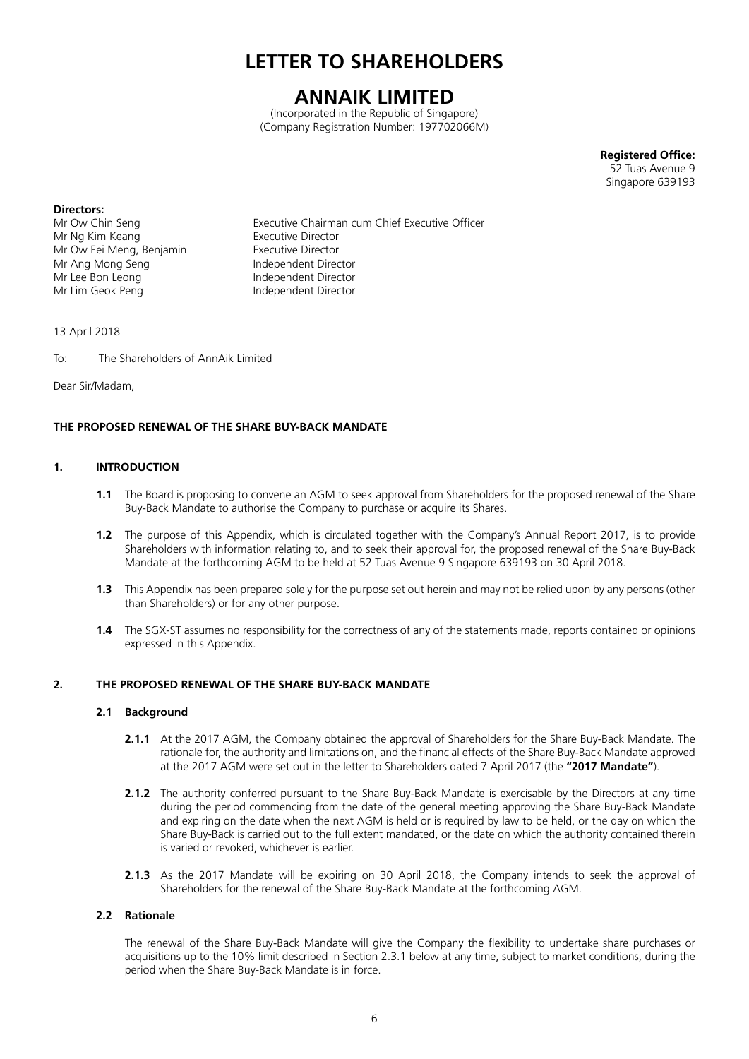# LETTER TO SHAREHOLDERS

## ANNAIK LIMITED

(Incorporated in the Republic of Singapore)
(Company Registration Number: 197702066M)

**Registered Office:**
52 Tuas Avenue 9
Singapore 639193

**Directors:**

| | |
|---|---|
| Mr Ow Chin Seng | Executive Chairman cum Chief Executive Officer |
| Mr Ng Kim Keang | Executive Director |
| Mr Ow Eei Meng, Benjamin | Executive Director |
| Mr Ang Mong Seng | Independent Director |
| Mr Lee Bon Leong | Independent Director |
| Mr Lim Geok Peng | Independent Director |

13 April 2018

To: The Shareholders of AnnAik Limited

Dear Sir/Madam,

**THE PROPOSED RENEWAL OF THE SHARE BUY-BACK MANDATE**

### 1. INTRODUCTION

**1.1** The Board is proposing to convene an AGM to seek approval from Shareholders for the proposed renewal of the Share Buy-Back Mandate to authorise the Company to purchase or acquire its Shares.

**1.2** The purpose of this Appendix, which is circulated together with the Company's Annual Report 2017, is to provide Shareholders with information relating to, and to seek their approval for, the proposed renewal of the Share Buy-Back Mandate at the forthcoming AGM to be held at 52 Tuas Avenue 9 Singapore 639193 on 30 April 2018.

**1.3** This Appendix has been prepared solely for the purpose set out herein and may not be relied upon by any persons (other than Shareholders) or for any other purpose.

**1.4** The SGX-ST assumes no responsibility for the correctness of any of the statements made, reports contained or opinions expressed in this Appendix.

### 2. THE PROPOSED RENEWAL OF THE SHARE BUY-BACK MANDATE

#### 2.1 Background

**2.1.1** At the 2017 AGM, the Company obtained the approval of Shareholders for the Share Buy-Back Mandate. The rationale for, the authority and limitations on, and the financial effects of the Share Buy-Back Mandate approved at the 2017 AGM were set out in the letter to Shareholders dated 7 April 2017 (the **"2017 Mandate"**).

**2.1.2** The authority conferred pursuant to the Share Buy-Back Mandate is exercisable by the Directors at any time during the period commencing from the date of the general meeting approving the Share Buy-Back Mandate and expiring on the date when the next AGM is held or is required by law to be held, or the day on which the Share Buy-Back is carried out to the full extent mandated, or the date on which the authority contained therein is varied or revoked, whichever is earlier.

**2.1.3** As the 2017 Mandate will be expiring on 30 April 2018, the Company intends to seek the approval of Shareholders for the renewal of the Share Buy-Back Mandate at the forthcoming AGM.

#### 2.2 Rationale

The renewal of the Share Buy-Back Mandate will give the Company the flexibility to undertake share purchases or acquisitions up to the 10% limit described in Section 2.3.1 below at any time, subject to market conditions, during the period when the Share Buy-Back Mandate is in force.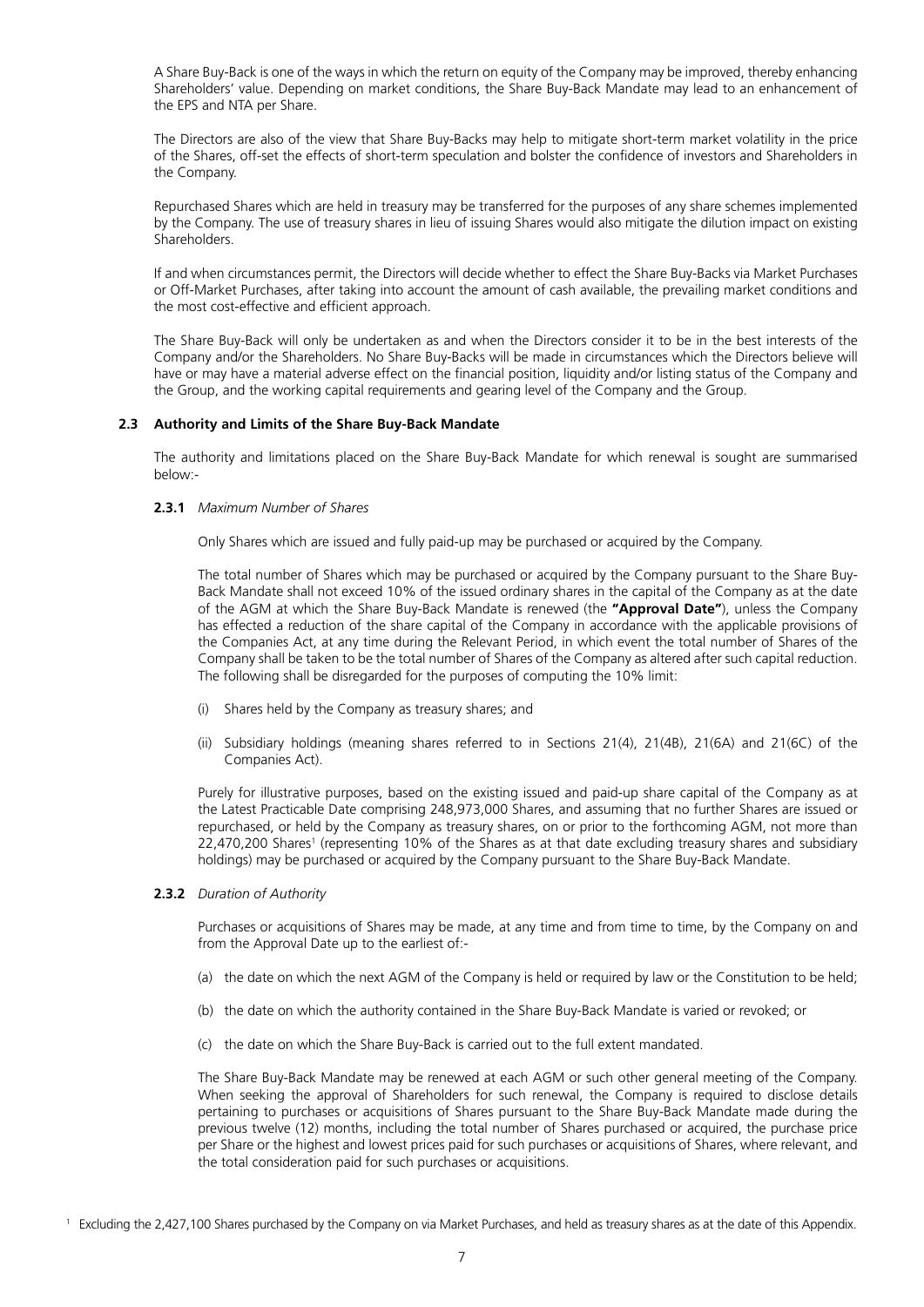A Share Buy-Back is one of the ways in which the return on equity of the Company may be improved, thereby enhancing Shareholders' value. Depending on market conditions, the Share Buy-Back Mandate may lead to an enhancement of the EPS and NTA per Share.

The Directors are also of the view that Share Buy-Backs may help to mitigate short-term market volatility in the price of the Shares, off-set the effects of short-term speculation and bolster the confidence of investors and Shareholders in the Company.

Repurchased Shares which are held in treasury may be transferred for the purposes of any share schemes implemented by the Company. The use of treasury shares in lieu of issuing Shares would also mitigate the dilution impact on existing Shareholders.

If and when circumstances permit, the Directors will decide whether to effect the Share Buy-Backs via Market Purchases or Off-Market Purchases, after taking into account the amount of cash available, the prevailing market conditions and the most cost-effective and efficient approach.

The Share Buy-Back will only be undertaken as and when the Directors consider it to be in the best interests of the Company and/or the Shareholders. No Share Buy-Backs will be made in circumstances which the Directors believe will have or may have a material adverse effect on the financial position, liquidity and/or listing status of the Company and the Group, and the working capital requirements and gearing level of the Company and the Group.

### 2.3 Authority and Limits of the Share Buy-Back Mandate

The authority and limitations placed on the Share Buy-Back Mandate for which renewal is sought are summarised below:-

**2.3.1** *Maximum Number of Shares*

Only Shares which are issued and fully paid-up may be purchased or acquired by the Company.

The total number of Shares which may be purchased or acquired by the Company pursuant to the Share Buy-Back Mandate shall not exceed 10% of the issued ordinary shares in the capital of the Company as at the date of the AGM at which the Share Buy-Back Mandate is renewed (the **"Approval Date"**), unless the Company has effected a reduction of the share capital of the Company in accordance with the applicable provisions of the Companies Act, at any time during the Relevant Period, in which event the total number of Shares of the Company shall be taken to be the total number of Shares of the Company as altered after such capital reduction. The following shall be disregarded for the purposes of computing the 10% limit:

(i) Shares held by the Company as treasury shares; and

(ii) Subsidiary holdings (meaning shares referred to in Sections 21(4), 21(4B), 21(6A) and 21(6C) of the Companies Act).

Purely for illustrative purposes, based on the existing issued and paid-up share capital of the Company as at the Latest Practicable Date comprising 248,973,000 Shares, and assuming that no further Shares are issued or repurchased, or held by the Company as treasury shares, on or prior to the forthcoming AGM, not more than 22,470,200 Shares[1] (representing 10% of the Shares as at that date excluding treasury shares and subsidiary holdings) may be purchased or acquired by the Company pursuant to the Share Buy-Back Mandate.

**2.3.2** *Duration of Authority*

Purchases or acquisitions of Shares may be made, at any time and from time to time, by the Company on and from the Approval Date up to the earliest of:-

(a) the date on which the next AGM of the Company is held or required by law or the Constitution to be held;

(b) the date on which the authority contained in the Share Buy-Back Mandate is varied or revoked; or

(c) the date on which the Share Buy-Back is carried out to the full extent mandated.

The Share Buy-Back Mandate may be renewed at each AGM or such other general meeting of the Company. When seeking the approval of Shareholders for such renewal, the Company is required to disclose details pertaining to purchases or acquisitions of Shares pursuant to the Share Buy-Back Mandate made during the previous twelve (12) months, including the total number of Shares purchased or acquired, the purchase price per Share or the highest and lowest prices paid for such purchases or acquisitions of Shares, where relevant, and the total consideration paid for such purchases or acquisitions.

[1] Excluding the 2,427,100 Shares purchased by the Company on via Market Purchases, and held as treasury shares as at the date of this Appendix.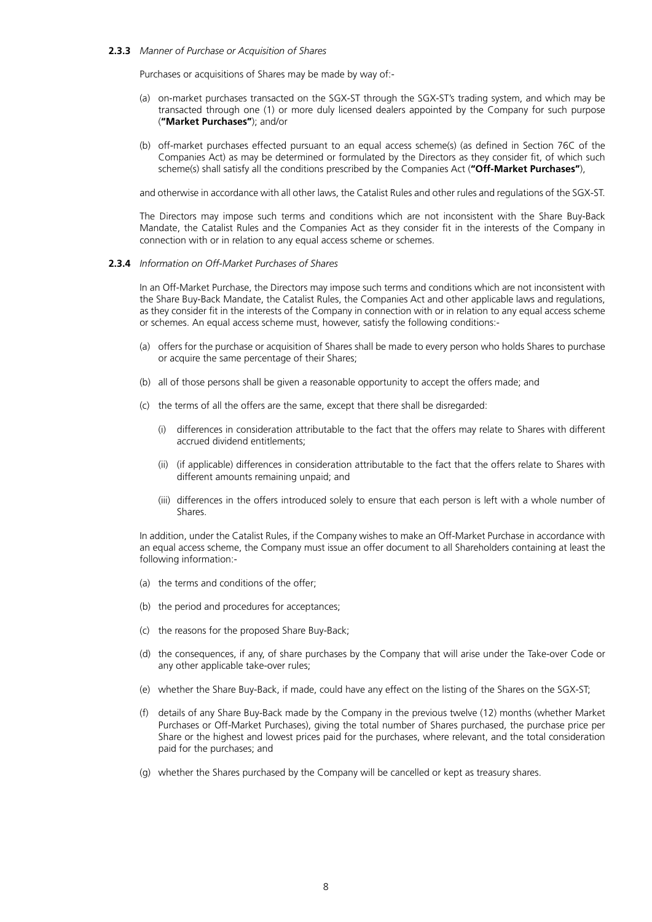**2.3.3** *Manner of Purchase or Acquisition of Shares*

Purchases or acquisitions of Shares may be made by way of:-

(a) on-market purchases transacted on the SGX-ST through the SGX-ST's trading system, and which may be transacted through one (1) or more duly licensed dealers appointed by the Company for such purpose (**"Market Purchases"**); and/or

(b) off-market purchases effected pursuant to an equal access scheme(s) (as defined in Section 76C of the Companies Act) as may be determined or formulated by the Directors as they consider fit, of which such scheme(s) shall satisfy all the conditions prescribed by the Companies Act (**"Off-Market Purchases"**),

and otherwise in accordance with all other laws, the Catalist Rules and other rules and regulations of the SGX-ST.

The Directors may impose such terms and conditions which are not inconsistent with the Share Buy-Back Mandate, the Catalist Rules and the Companies Act as they consider fit in the interests of the Company in connection with or in relation to any equal access scheme or schemes.

**2.3.4** *Information on Off-Market Purchases of Shares*

In an Off-Market Purchase, the Directors may impose such terms and conditions which are not inconsistent with the Share Buy-Back Mandate, the Catalist Rules, the Companies Act and other applicable laws and regulations, as they consider fit in the interests of the Company in connection with or in relation to any equal access scheme or schemes. An equal access scheme must, however, satisfy the following conditions:-

(a) offers for the purchase or acquisition of Shares shall be made to every person who holds Shares to purchase or acquire the same percentage of their Shares;

(b) all of those persons shall be given a reasonable opportunity to accept the offers made; and

(c) the terms of all the offers are the same, except that there shall be disregarded:

  (i) differences in consideration attributable to the fact that the offers may relate to Shares with different accrued dividend entitlements;

  (ii) (if applicable) differences in consideration attributable to the fact that the offers relate to Shares with different amounts remaining unpaid; and

  (iii) differences in the offers introduced solely to ensure that each person is left with a whole number of Shares.

In addition, under the Catalist Rules, if the Company wishes to make an Off-Market Purchase in accordance with an equal access scheme, the Company must issue an offer document to all Shareholders containing at least the following information:-

(a) the terms and conditions of the offer;

(b) the period and procedures for acceptances;

(c) the reasons for the proposed Share Buy-Back;

(d) the consequences, if any, of share purchases by the Company that will arise under the Take-over Code or any other applicable take-over rules;

(e) whether the Share Buy-Back, if made, could have any effect on the listing of the Shares on the SGX-ST;

(f) details of any Share Buy-Back made by the Company in the previous twelve (12) months (whether Market Purchases or Off-Market Purchases), giving the total number of Shares purchased, the purchase price per Share or the highest and lowest prices paid for the purchases, where relevant, and the total consideration paid for the purchases; and

(g) whether the Shares purchased by the Company will be cancelled or kept as treasury shares.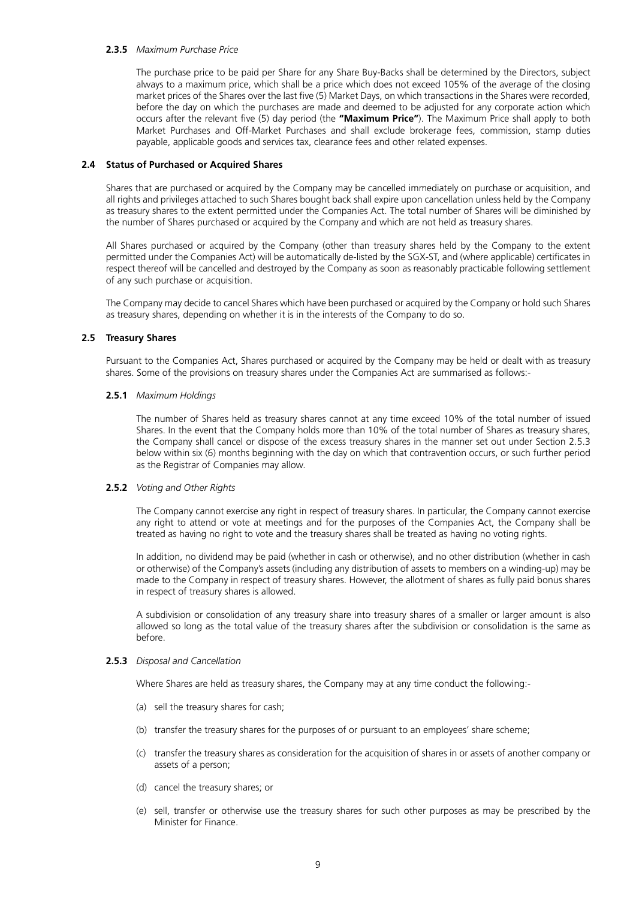#### **2.3.5** *Maximum Purchase Price*

The purchase price to be paid per Share for any Share Buy-Backs shall be determined by the Directors, subject always to a maximum price, which shall be a price which does not exceed 105% of the average of the closing market prices of the Shares over the last five (5) Market Days, on which transactions in the Shares were recorded, before the day on which the purchases are made and deemed to be adjusted for any corporate action which occurs after the relevant five (5) day period (the **"Maximum Price"**). The Maximum Price shall apply to both Market Purchases and Off-Market Purchases and shall exclude brokerage fees, commission, stamp duties payable, applicable goods and services tax, clearance fees and other related expenses.

### **2.4 Status of Purchased or Acquired Shares**

Shares that are purchased or acquired by the Company may be cancelled immediately on purchase or acquisition, and all rights and privileges attached to such Shares bought back shall expire upon cancellation unless held by the Company as treasury shares to the extent permitted under the Companies Act. The total number of Shares will be diminished by the number of Shares purchased or acquired by the Company and which are not held as treasury shares.

All Shares purchased or acquired by the Company (other than treasury shares held by the Company to the extent permitted under the Companies Act) will be automatically de-listed by the SGX-ST, and (where applicable) certificates in respect thereof will be cancelled and destroyed by the Company as soon as reasonably practicable following settlement of any such purchase or acquisition.

The Company may decide to cancel Shares which have been purchased or acquired by the Company or hold such Shares as treasury shares, depending on whether it is in the interests of the Company to do so.

### **2.5 Treasury Shares**

Pursuant to the Companies Act, Shares purchased or acquired by the Company may be held or dealt with as treasury shares. Some of the provisions on treasury shares under the Companies Act are summarised as follows:-

#### **2.5.1** *Maximum Holdings*

The number of Shares held as treasury shares cannot at any time exceed 10% of the total number of issued Shares. In the event that the Company holds more than 10% of the total number of Shares as treasury shares, the Company shall cancel or dispose of the excess treasury shares in the manner set out under Section 2.5.3 below within six (6) months beginning with the day on which that contravention occurs, or such further period as the Registrar of Companies may allow.

#### **2.5.2** *Voting and Other Rights*

The Company cannot exercise any right in respect of treasury shares. In particular, the Company cannot exercise any right to attend or vote at meetings and for the purposes of the Companies Act, the Company shall be treated as having no right to vote and the treasury shares shall be treated as having no voting rights.

In addition, no dividend may be paid (whether in cash or otherwise), and no other distribution (whether in cash or otherwise) of the Company's assets (including any distribution of assets to members on a winding-up) may be made to the Company in respect of treasury shares. However, the allotment of shares as fully paid bonus shares in respect of treasury shares is allowed.

A subdivision or consolidation of any treasury share into treasury shares of a smaller or larger amount is also allowed so long as the total value of the treasury shares after the subdivision or consolidation is the same as before.

#### **2.5.3** *Disposal and Cancellation*

Where Shares are held as treasury shares, the Company may at any time conduct the following:-

(a) sell the treasury shares for cash;

(b) transfer the treasury shares for the purposes of or pursuant to an employees' share scheme;

(c) transfer the treasury shares as consideration for the acquisition of shares in or assets of another company or assets of a person;

(d) cancel the treasury shares; or

(e) sell, transfer or otherwise use the treasury shares for such other purposes as may be prescribed by the Minister for Finance.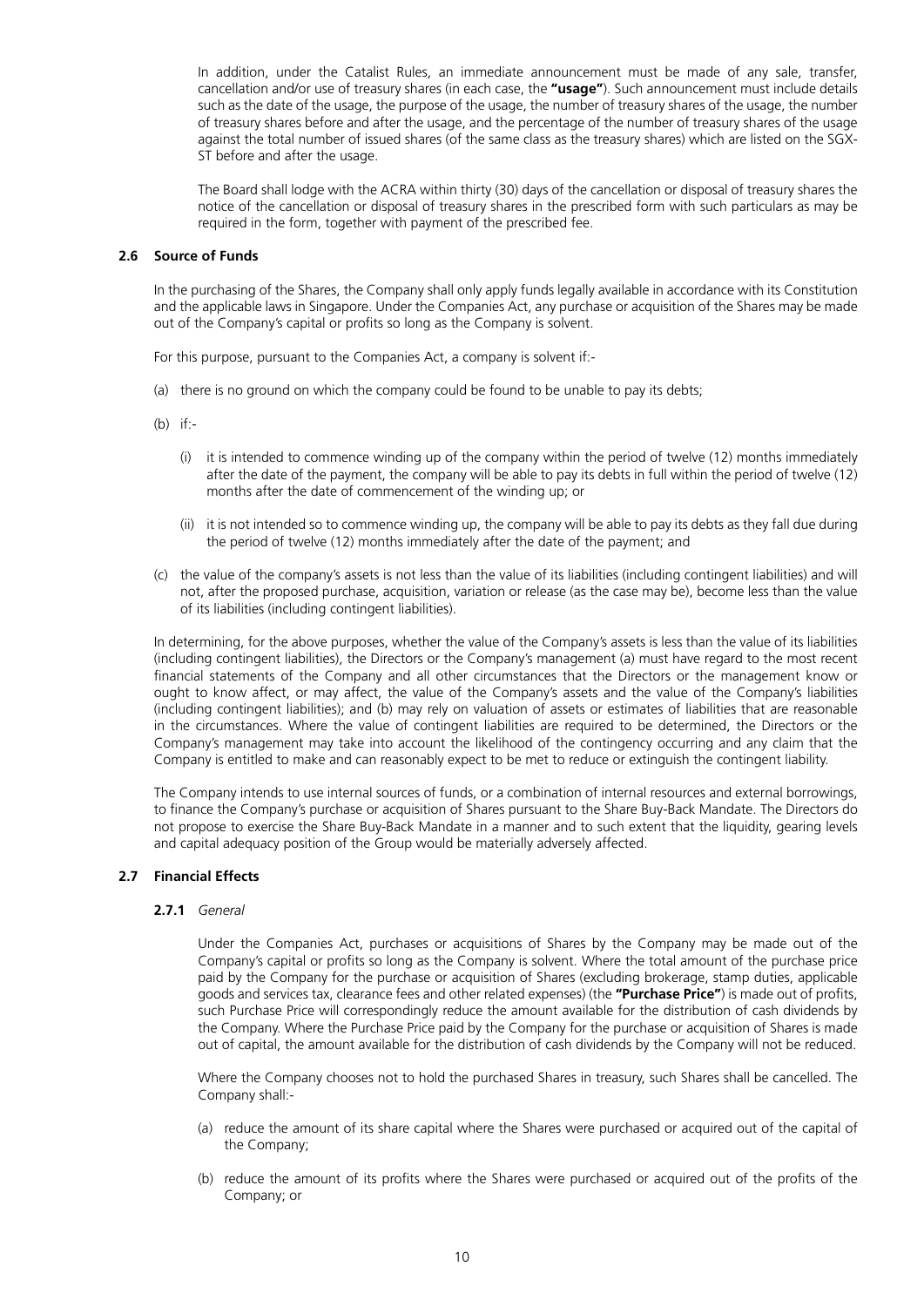In addition, under the Catalist Rules, an immediate announcement must be made of any sale, transfer, cancellation and/or use of treasury shares (in each case, the **"usage"**). Such announcement must include details such as the date of the usage, the purpose of the usage, the number of treasury shares of the usage, the number of treasury shares before and after the usage, and the percentage of the number of treasury shares of the usage against the total number of issued shares (of the same class as the treasury shares) which are listed on the SGX-ST before and after the usage.

The Board shall lodge with the ACRA within thirty (30) days of the cancellation or disposal of treasury shares the notice of the cancellation or disposal of treasury shares in the prescribed form with such particulars as may be required in the form, together with payment of the prescribed fee.

### 2.6 Source of Funds

In the purchasing of the Shares, the Company shall only apply funds legally available in accordance with its Constitution and the applicable laws in Singapore. Under the Companies Act, any purchase or acquisition of the Shares may be made out of the Company's capital or profits so long as the Company is solvent.

For this purpose, pursuant to the Companies Act, a company is solvent if:-

(a) there is no ground on which the company could be found to be unable to pay its debts;

(b) if:-

  (i) it is intended to commence winding up of the company within the period of twelve (12) months immediately after the date of the payment, the company will be able to pay its debts in full within the period of twelve (12) months after the date of commencement of the winding up; or

  (ii) it is not intended so to commence winding up, the company will be able to pay its debts as they fall due during the period of twelve (12) months immediately after the date of the payment; and

(c) the value of the company's assets is not less than the value of its liabilities (including contingent liabilities) and will not, after the proposed purchase, acquisition, variation or release (as the case may be), become less than the value of its liabilities (including contingent liabilities).

In determining, for the above purposes, whether the value of the Company's assets is less than the value of its liabilities (including contingent liabilities), the Directors or the Company's management (a) must have regard to the most recent financial statements of the Company and all other circumstances that the Directors or the management know or ought to know affect, or may affect, the value of the Company's assets and the value of the Company's liabilities (including contingent liabilities); and (b) may rely on valuation of assets or estimates of liabilities that are reasonable in the circumstances. Where the value of contingent liabilities are required to be determined, the Directors or the Company's management may take into account the likelihood of the contingency occurring and any claim that the Company is entitled to make and can reasonably expect to be met to reduce or extinguish the contingent liability.

The Company intends to use internal sources of funds, or a combination of internal resources and external borrowings, to finance the Company's purchase or acquisition of Shares pursuant to the Share Buy-Back Mandate. The Directors do not propose to exercise the Share Buy-Back Mandate in a manner and to such extent that the liquidity, gearing levels and capital adequacy position of the Group would be materially adversely affected.

### 2.7 Financial Effects

#### 2.7.1 *General*

Under the Companies Act, purchases or acquisitions of Shares by the Company may be made out of the Company's capital or profits so long as the Company is solvent. Where the total amount of the purchase price paid by the Company for the purchase or acquisition of Shares (excluding brokerage, stamp duties, applicable goods and services tax, clearance fees and other related expenses) (the **"Purchase Price"**) is made out of profits, such Purchase Price will correspondingly reduce the amount available for the distribution of cash dividends by the Company. Where the Purchase Price paid by the Company for the purchase or acquisition of Shares is made out of capital, the amount available for the distribution of cash dividends by the Company will not be reduced.

Where the Company chooses not to hold the purchased Shares in treasury, such Shares shall be cancelled. The Company shall:-

(a) reduce the amount of its share capital where the Shares were purchased or acquired out of the capital of the Company;

(b) reduce the amount of its profits where the Shares were purchased or acquired out of the profits of the Company; or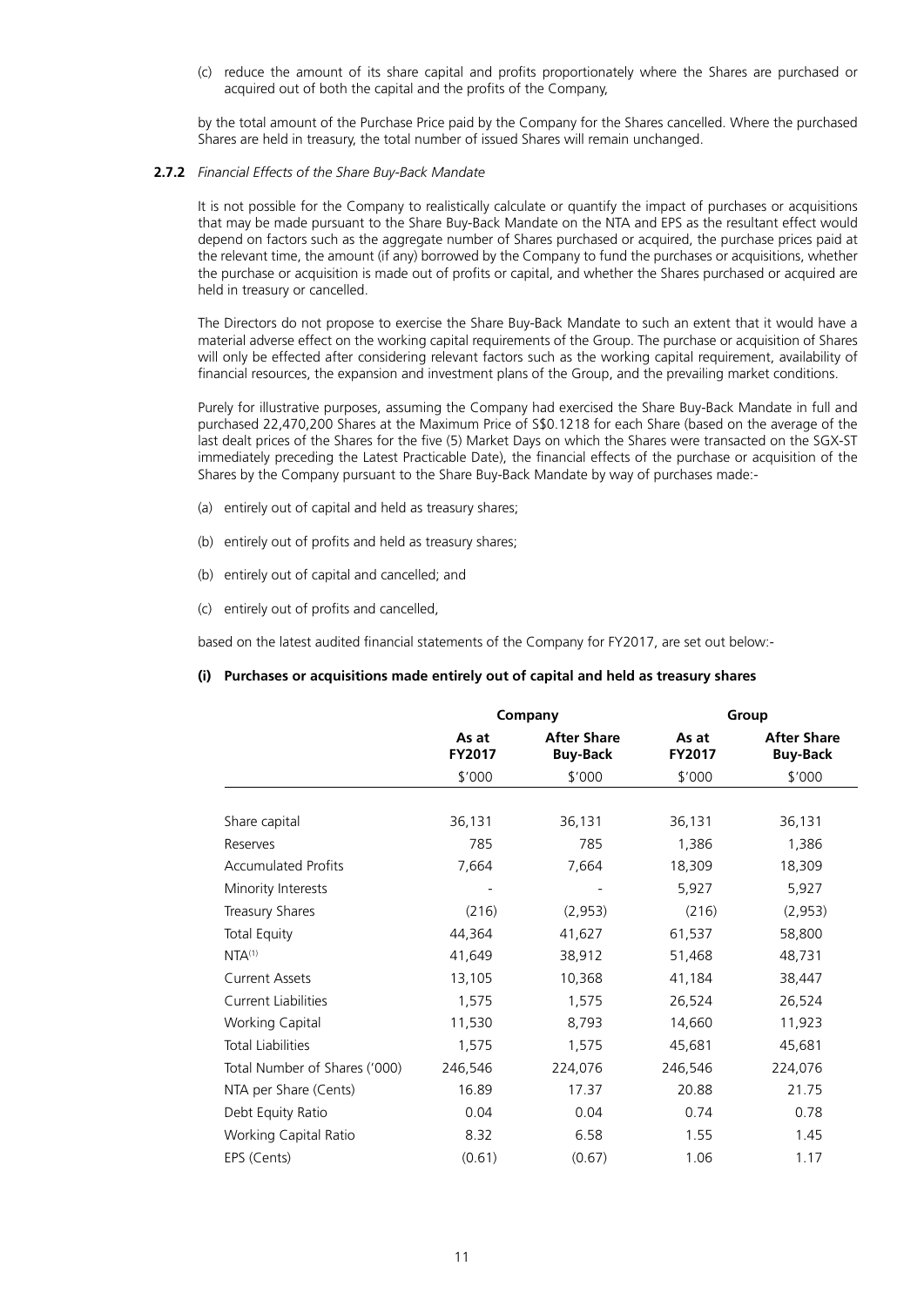(c) reduce the amount of its share capital and profits proportionately where the Shares are purchased or acquired out of both the capital and the profits of the Company,

by the total amount of the Purchase Price paid by the Company for the Shares cancelled. Where the purchased Shares are held in treasury, the total number of issued Shares will remain unchanged.

**2.7.2** *Financial Effects of the Share Buy-Back Mandate*

It is not possible for the Company to realistically calculate or quantify the impact of purchases or acquisitions that may be made pursuant to the Share Buy-Back Mandate on the NTA and EPS as the resultant effect would depend on factors such as the aggregate number of Shares purchased or acquired, the purchase prices paid at the relevant time, the amount (if any) borrowed by the Company to fund the purchases or acquisitions, whether the purchase or acquisition is made out of profits or capital, and whether the Shares purchased or acquired are held in treasury or cancelled.

The Directors do not propose to exercise the Share Buy-Back Mandate to such an extent that it would have a material adverse effect on the working capital requirements of the Group. The purchase or acquisition of Shares will only be effected after considering relevant factors such as the working capital requirement, availability of financial resources, the expansion and investment plans of the Group, and the prevailing market conditions.

Purely for illustrative purposes, assuming the Company had exercised the Share Buy-Back Mandate in full and purchased 22,470,200 Shares at the Maximum Price of S$0.1218 for each Share (based on the average of the last dealt prices of the Shares for the five (5) Market Days on which the Shares were transacted on the SGX-ST immediately preceding the Latest Practicable Date), the financial effects of the purchase or acquisition of the Shares by the Company pursuant to the Share Buy-Back Mandate by way of purchases made:-

(a) entirely out of capital and held as treasury shares;

(b) entirely out of profits and held as treasury shares;

(b) entirely out of capital and cancelled; and

(c) entirely out of profits and cancelled,

based on the latest audited financial statements of the Company for FY2017, are set out below:-

**(i) Purchases or acquisitions made entirely out of capital and held as treasury shares**

| | Company | | Group | |
|---|---|---|---|---|
| | **As at FY2017** | **After Share Buy-Back** | **As at FY2017** | **After Share Buy-Back** |
| | $'000 | $'000 | $'000 | $'000 |
| Share capital | 36,131 | 36,131 | 36,131 | 36,131 |
| Reserves | 785 | 785 | 1,386 | 1,386 |
| Accumulated Profits | 7,664 | 7,664 | 18,309 | 18,309 |
| Minority Interests | - | - | 5,927 | 5,927 |
| Treasury Shares | (216) | (2,953) | (216) | (2,953) |
| Total Equity | 44,364 | 41,627 | 61,537 | 58,800 |
| NTA[(1)] | 41,649 | 38,912 | 51,468 | 48,731 |
| Current Assets | 13,105 | 10,368 | 41,184 | 38,447 |
| Current Liabilities | 1,575 | 1,575 | 26,524 | 26,524 |
| Working Capital | 11,530 | 8,793 | 14,660 | 11,923 |
| Total Liabilities | 1,575 | 1,575 | 45,681 | 45,681 |
| Total Number of Shares ('000) | 246,546 | 224,076 | 246,546 | 224,076 |
| NTA per Share (Cents) | 16.89 | 17.37 | 20.88 | 21.75 |
| Debt Equity Ratio | 0.04 | 0.04 | 0.74 | 0.78 |
| Working Capital Ratio | 8.32 | 6.58 | 1.55 | 1.45 |
| EPS (Cents) | (0.61) | (0.67) | 1.06 | 1.17 |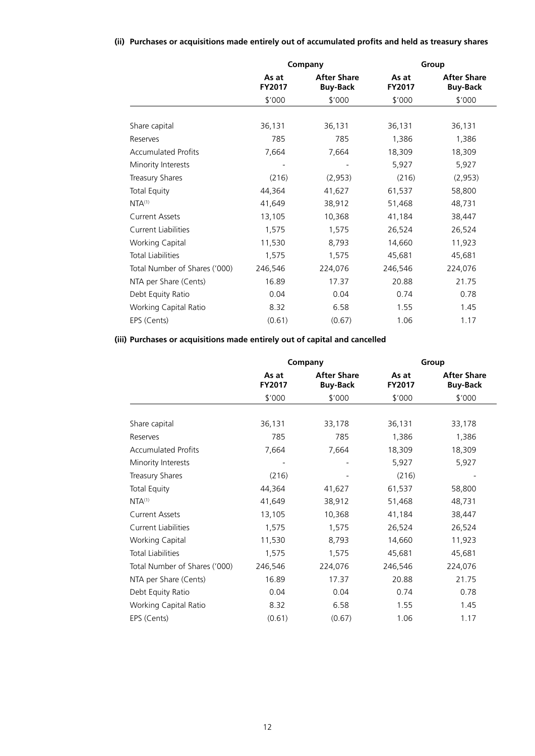**(ii) Purchases or acquisitions made entirely out of accumulated profits and held as treasury shares**

| | Company | | Group | |
|---|---|---|---|---|
| | **As at FY2017** | **After Share Buy-Back** | **As at FY2017** | **After Share Buy-Back** |
| | $'000 | $'000 | $'000 | $'000 |
| Share capital | 36,131 | 36,131 | 36,131 | 36,131 |
| Reserves | 785 | 785 | 1,386 | 1,386 |
| Accumulated Profits | 7,664 | 7,664 | 18,309 | 18,309 |
| Minority Interests | - | - | 5,927 | 5,927 |
| Treasury Shares | (216) | (2,953) | (216) | (2,953) |
| Total Equity | 44,364 | 41,627 | 61,537 | 58,800 |
| NTA[(1)] | 41,649 | 38,912 | 51,468 | 48,731 |
| Current Assets | 13,105 | 10,368 | 41,184 | 38,447 |
| Current Liabilities | 1,575 | 1,575 | 26,524 | 26,524 |
| Working Capital | 11,530 | 8,793 | 14,660 | 11,923 |
| Total Liabilities | 1,575 | 1,575 | 45,681 | 45,681 |
| Total Number of Shares ('000) | 246,546 | 224,076 | 246,546 | 224,076 |
| NTA per Share (Cents) | 16.89 | 17.37 | 20.88 | 21.75 |
| Debt Equity Ratio | 0.04 | 0.04 | 0.74 | 0.78 |
| Working Capital Ratio | 8.32 | 6.58 | 1.55 | 1.45 |
| EPS (Cents) | (0.61) | (0.67) | 1.06 | 1.17 |

**(iii) Purchases or acquisitions made entirely out of capital and cancelled**

| | Company | | Group | |
|---|---|---|---|---|
| | **As at FY2017** | **After Share Buy-Back** | **As at FY2017** | **After Share Buy-Back** |
| | $'000 | $'000 | $'000 | $'000 |
| Share capital | 36,131 | 33,178 | 36,131 | 33,178 |
| Reserves | 785 | 785 | 1,386 | 1,386 |
| Accumulated Profits | 7,664 | 7,664 | 18,309 | 18,309 |
| Minority Interests | - | - | 5,927 | 5,927 |
| Treasury Shares | (216) | - | (216) | - |
| Total Equity | 44,364 | 41,627 | 61,537 | 58,800 |
| NTA[(1)] | 41,649 | 38,912 | 51,468 | 48,731 |
| Current Assets | 13,105 | 10,368 | 41,184 | 38,447 |
| Current Liabilities | 1,575 | 1,575 | 26,524 | 26,524 |
| Working Capital | 11,530 | 8,793 | 14,660 | 11,923 |
| Total Liabilities | 1,575 | 1,575 | 45,681 | 45,681 |
| Total Number of Shares ('000) | 246,546 | 224,076 | 246,546 | 224,076 |
| NTA per Share (Cents) | 16.89 | 17.37 | 20.88 | 21.75 |
| Debt Equity Ratio | 0.04 | 0.04 | 0.74 | 0.78 |
| Working Capital Ratio | 8.32 | 6.58 | 1.55 | 1.45 |
| EPS (Cents) | (0.61) | (0.67) | 1.06 | 1.17 |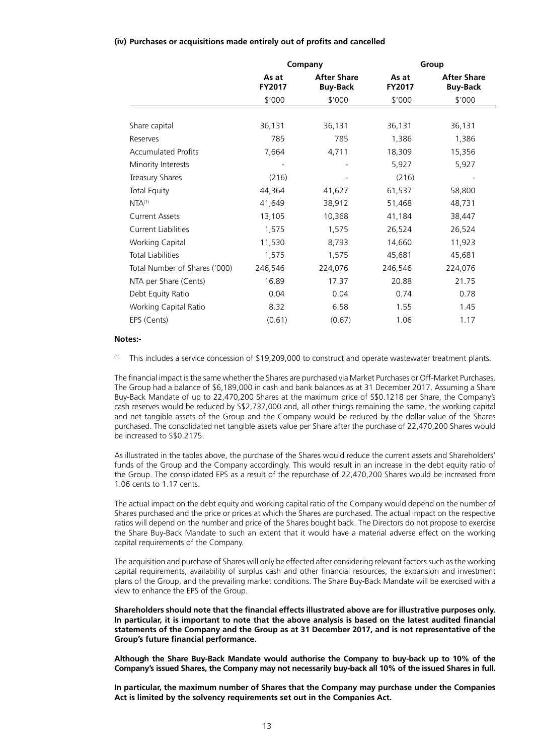**(iv) Purchases or acquisitions made entirely out of profits and cancelled**

| | Company | | Group | |
|---|---|---|---|---|
| | As at FY2017 | After Share Buy-Back | As at FY2017 | After Share Buy-Back |
| | $'000 | $'000 | $'000 | $'000 |
| Share capital | 36,131 | 36,131 | 36,131 | 36,131 |
| Reserves | 785 | 785 | 1,386 | 1,386 |
| Accumulated Profits | 7,664 | 4,711 | 18,309 | 15,356 |
| Minority Interests | - | - | 5,927 | 5,927 |
| Treasury Shares | (216) | - | (216) | - |
| Total Equity | 44,364 | 41,627 | 61,537 | 58,800 |
| NTA[(1)] | 41,649 | 38,912 | 51,468 | 48,731 |
| Current Assets | 13,105 | 10,368 | 41,184 | 38,447 |
| Current Liabilities | 1,575 | 1,575 | 26,524 | 26,524 |
| Working Capital | 11,530 | 8,793 | 14,660 | 11,923 |
| Total Liabilities | 1,575 | 1,575 | 45,681 | 45,681 |
| Total Number of Shares ('000) | 246,546 | 224,076 | 246,546 | 224,076 |
| NTA per Share (Cents) | 16.89 | 17.37 | 20.88 | 21.75 |
| Debt Equity Ratio | 0.04 | 0.04 | 0.74 | 0.78 |
| Working Capital Ratio | 8.32 | 6.58 | 1.55 | 1.45 |
| EPS (Cents) | (0.61) | (0.67) | 1.06 | 1.17 |

**Notes:-**

(1) This includes a service concession of $19,209,000 to construct and operate wastewater treatment plants.

The financial impact is the same whether the Shares are purchased via Market Purchases or Off-Market Purchases. The Group had a balance of $6,189,000 in cash and bank balances as at 31 December 2017. Assuming a Share Buy-Back Mandate of up to 22,470,200 Shares at the maximum price of S$0.1218 per Share, the Company's cash reserves would be reduced by S$2,737,000 and, all other things remaining the same, the working capital and net tangible assets of the Group and the Company would be reduced by the dollar value of the Shares purchased. The consolidated net tangible assets value per Share after the purchase of 22,470,200 Shares would be increased to S$0.2175.

As illustrated in the tables above, the purchase of the Shares would reduce the current assets and Shareholders' funds of the Group and the Company accordingly. This would result in an increase in the debt equity ratio of the Group. The consolidated EPS as a result of the repurchase of 22,470,200 Shares would be increased from 1.06 cents to 1.17 cents.

The actual impact on the debt equity and working capital ratio of the Company would depend on the number of Shares purchased and the price or prices at which the Shares are purchased. The actual impact on the respective ratios will depend on the number and price of the Shares bought back. The Directors do not propose to exercise the Share Buy-Back Mandate to such an extent that it would have a material adverse effect on the working capital requirements of the Company.

The acquisition and purchase of Shares will only be effected after considering relevant factors such as the working capital requirements, availability of surplus cash and other financial resources, the expansion and investment plans of the Group, and the prevailing market conditions. The Share Buy-Back Mandate will be exercised with a view to enhance the EPS of the Group.

**Shareholders should note that the financial effects illustrated above are for illustrative purposes only. In particular, it is important to note that the above analysis is based on the latest audited financial statements of the Company and the Group as at 31 December 2017, and is not representative of the Group's future financial performance.**

**Although the Share Buy-Back Mandate would authorise the Company to buy-back up to 10% of the Company's issued Shares, the Company may not necessarily buy-back all 10% of the issued Shares in full.**

**In particular, the maximum number of Shares that the Company may purchase under the Companies Act is limited by the solvency requirements set out in the Companies Act.**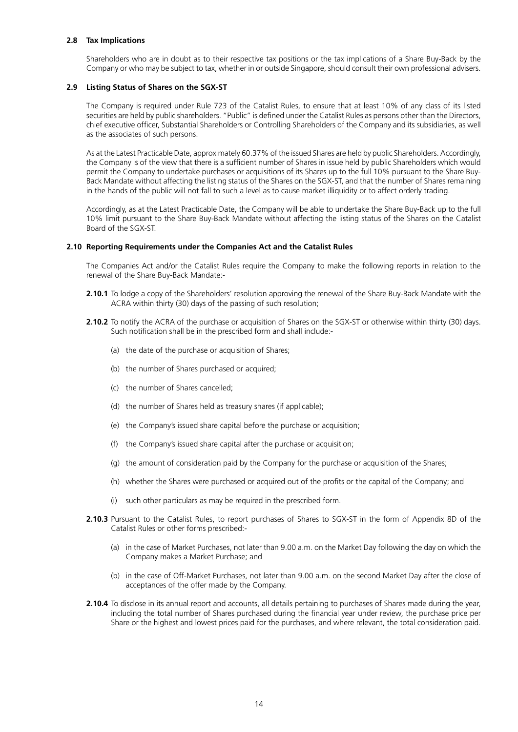### 2.8 Tax Implications

Shareholders who are in doubt as to their respective tax positions or the tax implications of a Share Buy-Back by the Company or who may be subject to tax, whether in or outside Singapore, should consult their own professional advisers.

### 2.9 Listing Status of Shares on the SGX-ST

The Company is required under Rule 723 of the Catalist Rules, to ensure that at least 10% of any class of its listed securities are held by public shareholders. "Public" is defined under the Catalist Rules as persons other than the Directors, chief executive officer, Substantial Shareholders or Controlling Shareholders of the Company and its subsidiaries, as well as the associates of such persons.

As at the Latest Practicable Date, approximately 60.37% of the issued Shares are held by public Shareholders. Accordingly, the Company is of the view that there is a sufficient number of Shares in issue held by public Shareholders which would permit the Company to undertake purchases or acquisitions of its Shares up to the full 10% pursuant to the Share Buy-Back Mandate without affecting the listing status of the Shares on the SGX-ST, and that the number of Shares remaining in the hands of the public will not fall to such a level as to cause market illiquidity or to affect orderly trading.

Accordingly, as at the Latest Practicable Date, the Company will be able to undertake the Share Buy-Back up to the full 10% limit pursuant to the Share Buy-Back Mandate without affecting the listing status of the Shares on the Catalist Board of the SGX-ST.

### 2.10 Reporting Requirements under the Companies Act and the Catalist Rules

The Companies Act and/or the Catalist Rules require the Company to make the following reports in relation to the renewal of the Share Buy-Back Mandate:-

**2.10.1** To lodge a copy of the Shareholders' resolution approving the renewal of the Share Buy-Back Mandate with the ACRA within thirty (30) days of the passing of such resolution;

**2.10.2** To notify the ACRA of the purchase or acquisition of Shares on the SGX-ST or otherwise within thirty (30) days. Such notification shall be in the prescribed form and shall include:-

(a) the date of the purchase or acquisition of Shares;

(b) the number of Shares purchased or acquired;

(c) the number of Shares cancelled;

(d) the number of Shares held as treasury shares (if applicable);

(e) the Company's issued share capital before the purchase or acquisition;

(f) the Company's issued share capital after the purchase or acquisition;

(g) the amount of consideration paid by the Company for the purchase or acquisition of the Shares;

(h) whether the Shares were purchased or acquired out of the profits or the capital of the Company; and

(i) such other particulars as may be required in the prescribed form.

**2.10.3** Pursuant to the Catalist Rules, to report purchases of Shares to SGX-ST in the form of Appendix 8D of the Catalist Rules or other forms prescribed:-

(a) in the case of Market Purchases, not later than 9.00 a.m. on the Market Day following the day on which the Company makes a Market Purchase; and

(b) in the case of Off-Market Purchases, not later than 9.00 a.m. on the second Market Day after the close of acceptances of the offer made by the Company.

**2.10.4** To disclose in its annual report and accounts, all details pertaining to purchases of Shares made during the year, including the total number of Shares purchased during the financial year under review, the purchase price per Share or the highest and lowest prices paid for the purchases, and where relevant, the total consideration paid.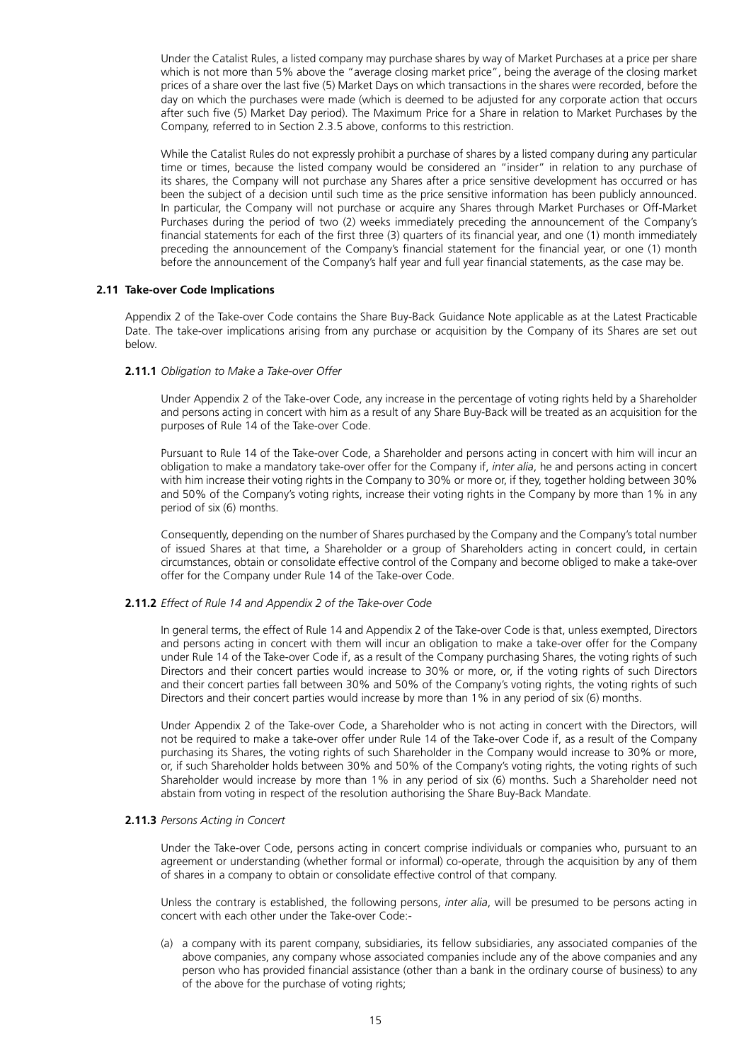Under the Catalist Rules, a listed company may purchase shares by way of Market Purchases at a price per share which is not more than 5% above the "average closing market price", being the average of the closing market prices of a share over the last five (5) Market Days on which transactions in the shares were recorded, before the day on which the purchases were made (which is deemed to be adjusted for any corporate action that occurs after such five (5) Market Day period). The Maximum Price for a Share in relation to Market Purchases by the Company, referred to in Section 2.3.5 above, conforms to this restriction.

While the Catalist Rules do not expressly prohibit a purchase of shares by a listed company during any particular time or times, because the listed company would be considered an "insider" in relation to any purchase of its shares, the Company will not purchase any Shares after a price sensitive development has occurred or has been the subject of a decision until such time as the price sensitive information has been publicly announced. In particular, the Company will not purchase or acquire any Shares through Market Purchases or Off-Market Purchases during the period of two (2) weeks immediately preceding the announcement of the Company's financial statements for each of the first three (3) quarters of its financial year, and one (1) month immediately preceding the announcement of the Company's financial statement for the financial year, or one (1) month before the announcement of the Company's half year and full year financial statements, as the case may be.

### 2.11 Take-over Code Implications

Appendix 2 of the Take-over Code contains the Share Buy-Back Guidance Note applicable as at the Latest Practicable Date. The take-over implications arising from any purchase or acquisition by the Company of its Shares are set out below.

**2.11.1** *Obligation to Make a Take-over Offer*

Under Appendix 2 of the Take-over Code, any increase in the percentage of voting rights held by a Shareholder and persons acting in concert with him as a result of any Share Buy-Back will be treated as an acquisition for the purposes of Rule 14 of the Take-over Code.

Pursuant to Rule 14 of the Take-over Code, a Shareholder and persons acting in concert with him will incur an obligation to make a mandatory take-over offer for the Company if, *inter alia*, he and persons acting in concert with him increase their voting rights in the Company to 30% or more or, if they, together holding between 30% and 50% of the Company's voting rights, increase their voting rights in the Company by more than 1% in any period of six (6) months.

Consequently, depending on the number of Shares purchased by the Company and the Company's total number of issued Shares at that time, a Shareholder or a group of Shareholders acting in concert could, in certain circumstances, obtain or consolidate effective control of the Company and become obliged to make a take-over offer for the Company under Rule 14 of the Take-over Code.

**2.11.2** *Effect of Rule 14 and Appendix 2 of the Take-over Code*

In general terms, the effect of Rule 14 and Appendix 2 of the Take-over Code is that, unless exempted, Directors and persons acting in concert with them will incur an obligation to make a take-over offer for the Company under Rule 14 of the Take-over Code if, as a result of the Company purchasing Shares, the voting rights of such Directors and their concert parties would increase to 30% or more, or, if the voting rights of such Directors and their concert parties fall between 30% and 50% of the Company's voting rights, the voting rights of such Directors and their concert parties would increase by more than 1% in any period of six (6) months.

Under Appendix 2 of the Take-over Code, a Shareholder who is not acting in concert with the Directors, will not be required to make a take-over offer under Rule 14 of the Take-over Code if, as a result of the Company purchasing its Shares, the voting rights of such Shareholder in the Company would increase to 30% or more, or, if such Shareholder holds between 30% and 50% of the Company's voting rights, the voting rights of such Shareholder would increase by more than 1% in any period of six (6) months. Such a Shareholder need not abstain from voting in respect of the resolution authorising the Share Buy-Back Mandate.

**2.11.3** *Persons Acting in Concert*

Under the Take-over Code, persons acting in concert comprise individuals or companies who, pursuant to an agreement or understanding (whether formal or informal) co-operate, through the acquisition by any of them of shares in a company to obtain or consolidate effective control of that company.

Unless the contrary is established, the following persons, *inter alia*, will be presumed to be persons acting in concert with each other under the Take-over Code:-

(a) a company with its parent company, subsidiaries, its fellow subsidiaries, any associated companies of the above companies, any company whose associated companies include any of the above companies and any person who has provided financial assistance (other than a bank in the ordinary course of business) to any of the above for the purchase of voting rights;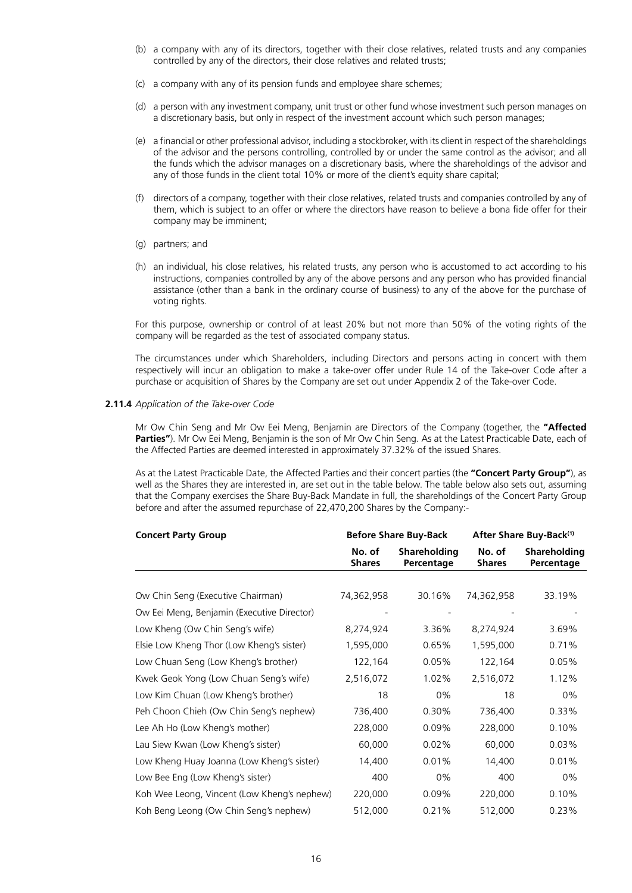(b) a company with any of its directors, together with their close relatives, related trusts and any companies controlled by any of the directors, their close relatives and related trusts;

(c) a company with any of its pension funds and employee share schemes;

(d) a person with any investment company, unit trust or other fund whose investment such person manages on a discretionary basis, but only in respect of the investment account which such person manages;

(e) a financial or other professional advisor, including a stockbroker, with its client in respect of the shareholdings of the advisor and the persons controlling, controlled by or under the same control as the advisor; and all the funds which the advisor manages on a discretionary basis, where the shareholdings of the advisor and any of those funds in the client total 10% or more of the client's equity share capital;

(f) directors of a company, together with their close relatives, related trusts and companies controlled by any of them, which is subject to an offer or where the directors have reason to believe a bona fide offer for their company may be imminent;

(g) partners; and

(h) an individual, his close relatives, his related trusts, any person who is accustomed to act according to his instructions, companies controlled by any of the above persons and any person who has provided financial assistance (other than a bank in the ordinary course of business) to any of the above for the purchase of voting rights.

For this purpose, ownership or control of at least 20% but not more than 50% of the voting rights of the company will be regarded as the test of associated company status.

The circumstances under which Shareholders, including Directors and persons acting in concert with them respectively will incur an obligation to make a take-over offer under Rule 14 of the Take-over Code after a purchase or acquisition of Shares by the Company are set out under Appendix 2 of the Take-over Code.

**2.11.4** *Application of the Take-over Code*

Mr Ow Chin Seng and Mr Ow Eei Meng, Benjamin are Directors of the Company (together, the **"Affected Parties"**). Mr Ow Eei Meng, Benjamin is the son of Mr Ow Chin Seng. As at the Latest Practicable Date, each of the Affected Parties are deemed interested in approximately 37.32% of the issued Shares.

As at the Latest Practicable Date, the Affected Parties and their concert parties (the **"Concert Party Group"**), as well as the Shares they are interested in, are set out in the table below. The table below also sets out, assuming that the Company exercises the Share Buy-Back Mandate in full, the shareholdings of the Concert Party Group before and after the assumed repurchase of 22,470,200 Shares by the Company:-

| **Concert Party Group** | **Before Share Buy-Back** | | **After Share Buy-Back[1]** | |
|---|---|---|---|---|
| | **No. of Shares** | **Shareholding Percentage** | **No. of Shares** | **Shareholding Percentage** |
| Ow Chin Seng (Executive Chairman) | 74,362,958 | 30.16% | 74,362,958 | 33.19% |
| Ow Eei Meng, Benjamin (Executive Director) | - | - | - | - |
| Low Kheng (Ow Chin Seng's wife) | 8,274,924 | 3.36% | 8,274,924 | 3.69% |
| Elsie Low Kheng Thor (Low Kheng's sister) | 1,595,000 | 0.65% | 1,595,000 | 0.71% |
| Low Chuan Seng (Low Kheng's brother) | 122,164 | 0.05% | 122,164 | 0.05% |
| Kwek Geok Yong (Low Chuan Seng's wife) | 2,516,072 | 1.02% | 2,516,072 | 1.12% |
| Low Kim Chuan (Low Kheng's brother) | 18 | 0% | 18 | 0% |
| Peh Choon Chieh (Ow Chin Seng's nephew) | 736,400 | 0.30% | 736,400 | 0.33% |
| Lee Ah Ho (Low Kheng's mother) | 228,000 | 0.09% | 228,000 | 0.10% |
| Lau Siew Kwan (Low Kheng's sister) | 60,000 | 0.02% | 60,000 | 0.03% |
| Low Kheng Huay Joanna (Low Kheng's sister) | 14,400 | 0.01% | 14,400 | 0.01% |
| Low Bee Eng (Low Kheng's sister) | 400 | 0% | 400 | 0% |
| Koh Wee Leong, Vincent (Low Kheng's nephew) | 220,000 | 0.09% | 220,000 | 0.10% |
| Koh Beng Leong (Ow Chin Seng's nephew) | 512,000 | 0.21% | 512,000 | 0.23% |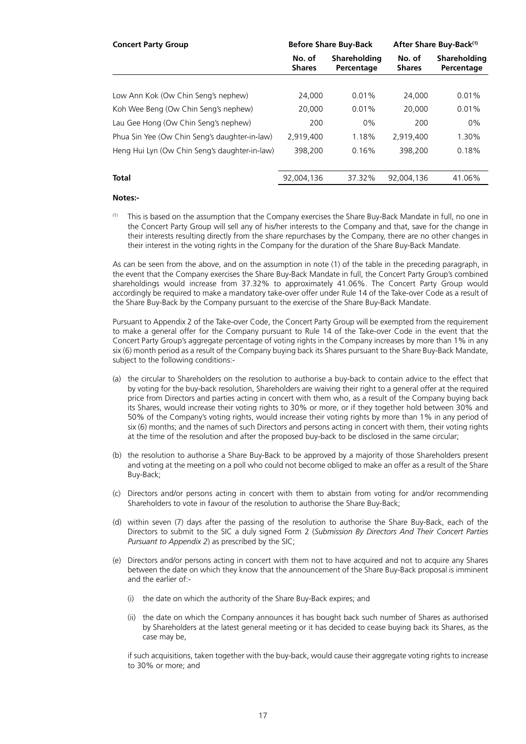| Concert Party Group | Before Share Buy-Back | | After Share Buy-Back[(1)] | |
|---|---|---|---|---|
| | No. of Shares | Shareholding Percentage | No. of Shares | Shareholding Percentage |
| Low Ann Kok (Ow Chin Seng's nephew) | 24,000 | 0.01% | 24,000 | 0.01% |
| Koh Wee Beng (Ow Chin Seng's nephew) | 20,000 | 0.01% | 20,000 | 0.01% |
| Lau Gee Hong (Ow Chin Seng's nephew) | 200 | 0% | 200 | 0% |
| Phua Sin Yee (Ow Chin Seng's daughter-in-law) | 2,919,400 | 1.18% | 2,919,400 | 1.30% |
| Heng Hui Lyn (Ow Chin Seng's daughter-in-law) | 398,200 | 0.16% | 398,200 | 0.18% |
| **Total** | 92,004,136 | 37.32% | 92,004,136 | 41.06% |

**Notes:-**

(1) This is based on the assumption that the Company exercises the Share Buy-Back Mandate in full, no one in the Concert Party Group will sell any of his/her interests to the Company and that, save for the change in their interests resulting directly from the share repurchases by the Company, there are no other changes in their interest in the voting rights in the Company for the duration of the Share Buy-Back Mandate.

As can be seen from the above, and on the assumption in note (1) of the table in the preceding paragraph, in the event that the Company exercises the Share Buy-Back Mandate in full, the Concert Party Group's combined shareholdings would increase from 37.32% to approximately 41.06%. The Concert Party Group would accordingly be required to make a mandatory take-over offer under Rule 14 of the Take-over Code as a result of the Share Buy-Back by the Company pursuant to the exercise of the Share Buy-Back Mandate.

Pursuant to Appendix 2 of the Take-over Code, the Concert Party Group will be exempted from the requirement to make a general offer for the Company pursuant to Rule 14 of the Take-over Code in the event that the Concert Party Group's aggregate percentage of voting rights in the Company increases by more than 1% in any six (6) month period as a result of the Company buying back its Shares pursuant to the Share Buy-Back Mandate, subject to the following conditions:-

(a) the circular to Shareholders on the resolution to authorise a buy-back to contain advice to the effect that by voting for the buy-back resolution, Shareholders are waiving their right to a general offer at the required price from Directors and parties acting in concert with them who, as a result of the Company buying back its Shares, would increase their voting rights to 30% or more, or if they together hold between 30% and 50% of the Company's voting rights, would increase their voting rights by more than 1% in any period of six (6) months; and the names of such Directors and persons acting in concert with them, their voting rights at the time of the resolution and after the proposed buy-back to be disclosed in the same circular;

(b) the resolution to authorise a Share Buy-Back to be approved by a majority of those Shareholders present and voting at the meeting on a poll who could not become obliged to make an offer as a result of the Share Buy-Back;

(c) Directors and/or persons acting in concert with them to abstain from voting for and/or recommending Shareholders to vote in favour of the resolution to authorise the Share Buy-Back;

(d) within seven (7) days after the passing of the resolution to authorise the Share Buy-Back, each of the Directors to submit to the SIC a duly signed Form 2 (*Submission By Directors And Their Concert Parties Pursuant to Appendix 2*) as prescribed by the SIC;

(e) Directors and/or persons acting in concert with them not to have acquired and not to acquire any Shares between the date on which they know that the announcement of the Share Buy-Back proposal is imminent and the earlier of:-

   (i) the date on which the authority of the Share Buy-Back expires; and

   (ii) the date on which the Company announces it has bought back such number of Shares as authorised by Shareholders at the latest general meeting or it has decided to cease buying back its Shares, as the case may be,

   if such acquisitions, taken together with the buy-back, would cause their aggregate voting rights to increase to 30% or more; and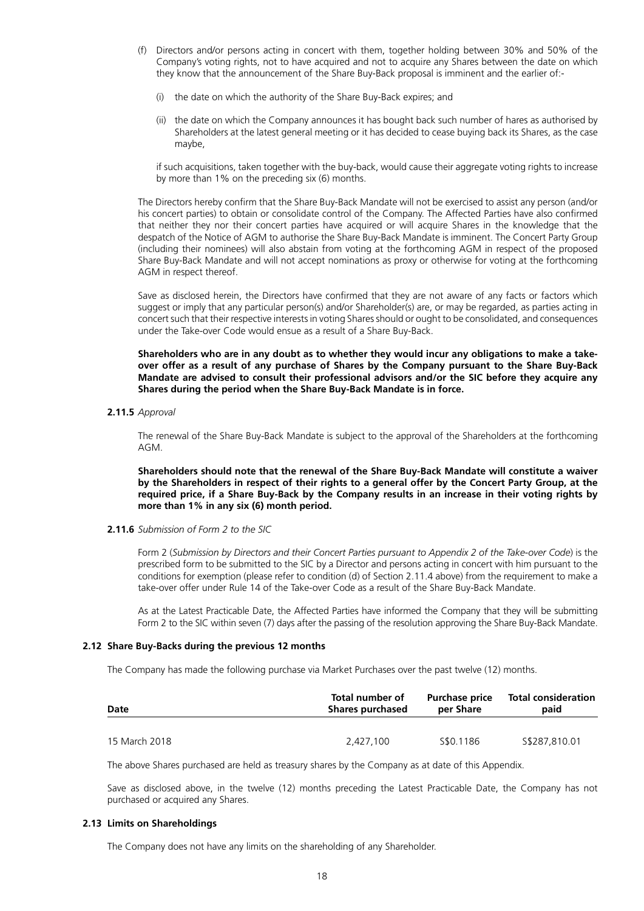(f) Directors and/or persons acting in concert with them, together holding between 30% and 50% of the Company's voting rights, not to have acquired and not to acquire any Shares between the date on which they know that the announcement of the Share Buy-Back proposal is imminent and the earlier of:-

   (i) the date on which the authority of the Share Buy-Back expires; and

   (ii) the date on which the Company announces it has bought back such number of hares as authorised by Shareholders at the latest general meeting or it has decided to cease buying back its Shares, as the case maybe,

   if such acquisitions, taken together with the buy-back, would cause their aggregate voting rights to increase by more than 1% on the preceding six (6) months.

The Directors hereby confirm that the Share Buy-Back Mandate will not be exercised to assist any person (and/or his concert parties) to obtain or consolidate control of the Company. The Affected Parties have also confirmed that neither they nor their concert parties have acquired or will acquire Shares in the knowledge that the despatch of the Notice of AGM to authorise the Share Buy-Back Mandate is imminent. The Concert Party Group (including their nominees) will also abstain from voting at the forthcoming AGM in respect of the proposed Share Buy-Back Mandate and will not accept nominations as proxy or otherwise for voting at the forthcoming AGM in respect thereof.

Save as disclosed herein, the Directors have confirmed that they are not aware of any facts or factors which suggest or imply that any particular person(s) and/or Shareholder(s) are, or may be regarded, as parties acting in concert such that their respective interests in voting Shares should or ought to be consolidated, and consequences under the Take-over Code would ensue as a result of a Share Buy-Back.

**Shareholders who are in any doubt as to whether they would incur any obligations to make a take-over offer as a result of any purchase of Shares by the Company pursuant to the Share Buy-Back Mandate are advised to consult their professional advisors and/or the SIC before they acquire any Shares during the period when the Share Buy-Back Mandate is in force.**

**2.11.5** *Approval*

The renewal of the Share Buy-Back Mandate is subject to the approval of the Shareholders at the forthcoming AGM.

**Shareholders should note that the renewal of the Share Buy-Back Mandate will constitute a waiver by the Shareholders in respect of their rights to a general offer by the Concert Party Group, at the required price, if a Share Buy-Back by the Company results in an increase in their voting rights by more than 1% in any six (6) month period.**

**2.11.6** *Submission of Form 2 to the SIC*

Form 2 (*Submission by Directors and their Concert Parties pursuant to Appendix 2 of the Take-over Code*) is the prescribed form to be submitted to the SIC by a Director and persons acting in concert with him pursuant to the conditions for exemption (please refer to condition (d) of Section 2.11.4 above) from the requirement to make a take-over offer under Rule 14 of the Take-over Code as a result of the Share Buy-Back Mandate.

As at the Latest Practicable Date, the Affected Parties have informed the Company that they will be submitting Form 2 to the SIC within seven (7) days after the passing of the resolution approving the Share Buy-Back Mandate.

## 2.12 Share Buy-Backs during the previous 12 months

The Company has made the following purchase via Market Purchases over the past twelve (12) months.

| Date | Total number of Shares purchased | Purchase price per Share | Total consideration paid |
|---|---|---|---|
| 15 March 2018 | 2,427,100 | S$0.1186 | S$287,810.01 |

The above Shares purchased are held as treasury shares by the Company as at date of this Appendix.

Save as disclosed above, in the twelve (12) months preceding the Latest Practicable Date, the Company has not purchased or acquired any Shares.

## 2.13 Limits on Shareholdings

The Company does not have any limits on the shareholding of any Shareholder.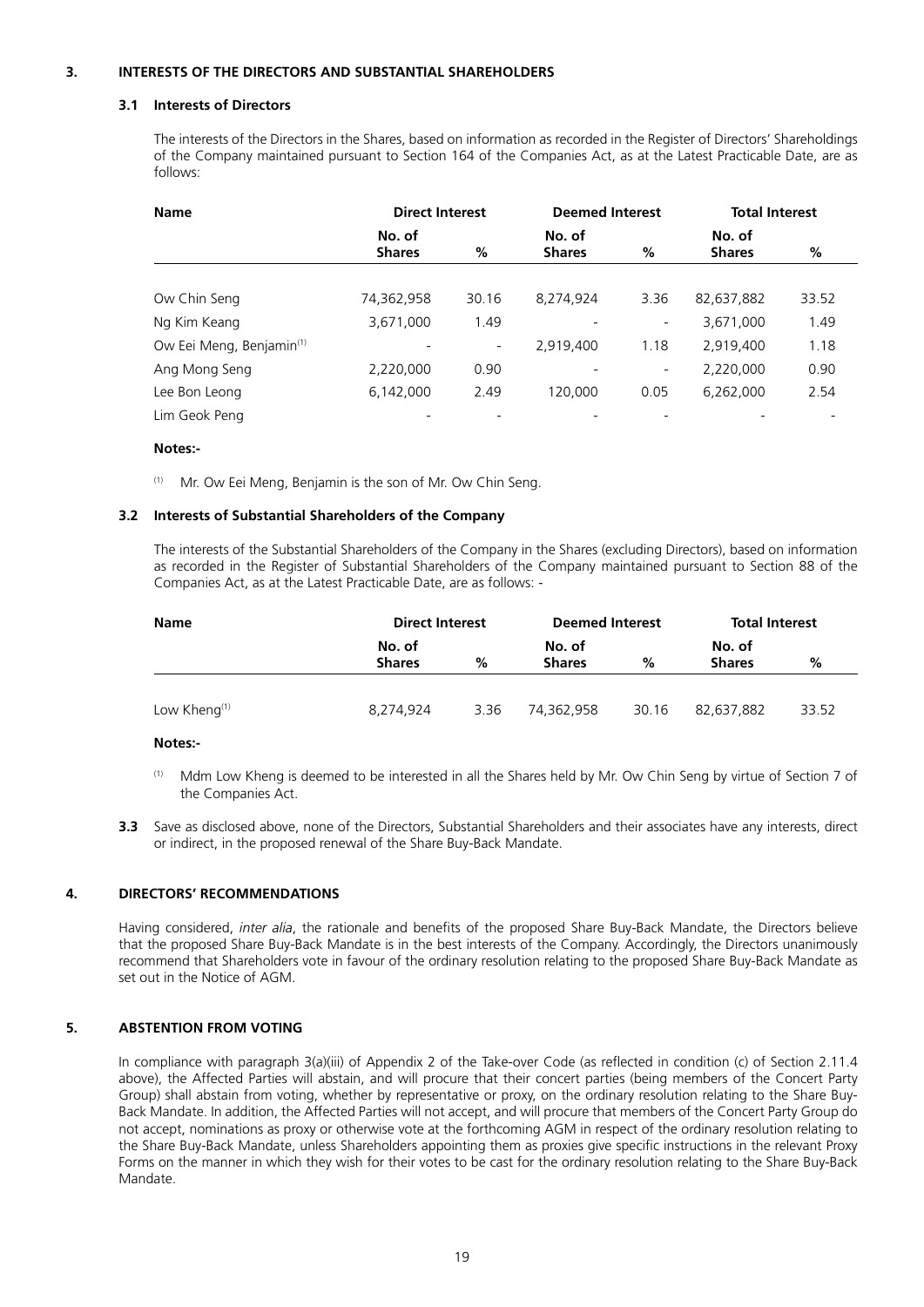## 3. INTERESTS OF THE DIRECTORS AND SUBSTANTIAL SHAREHOLDERS

### 3.1 Interests of Directors

The interests of the Directors in the Shares, based on information as recorded in the Register of Directors' Shareholdings of the Company maintained pursuant to Section 164 of the Companies Act, as at the Latest Practicable Date, are as follows:

| Name | Direct Interest | | Deemed Interest | | Total Interest | |
|---|---|---|---|---|---|---|
| | No. of Shares | % | No. of Shares | % | No. of Shares | % |
| Ow Chin Seng | 74,362,958 | 30.16 | 8,274,924 | 3.36 | 82,637,882 | 33.52 |
| Ng Kim Keang | 3,671,000 | 1.49 | - | - | 3,671,000 | 1.49 |
| Ow Eei Meng, Benjamin[(1)] | - | - | 2,919,400 | 1.18 | 2,919,400 | 1.18 |
| Ang Mong Seng | 2,220,000 | 0.90 | - | - | 2,220,000 | 0.90 |
| Lee Bon Leong | 6,142,000 | 2.49 | 120,000 | 0.05 | 6,262,000 | 2.54 |
| Lim Geok Peng | - | - | - | - | - | - |

**Notes:-**

(1) Mr. Ow Eei Meng, Benjamin is the son of Mr. Ow Chin Seng.

### 3.2 Interests of Substantial Shareholders of the Company

The interests of the Substantial Shareholders of the Company in the Shares (excluding Directors), based on information as recorded in the Register of Substantial Shareholders of the Company maintained pursuant to Section 88 of the Companies Act, as at the Latest Practicable Date, are as follows: -

| Name | Direct Interest | | Deemed Interest | | Total Interest | |
|---|---|---|---|---|---|---|
| | No. of Shares | % | No. of Shares | % | No. of Shares | % |
| Low Kheng[(1)] | 8,274,924 | 3.36 | 74,362,958 | 30.16 | 82,637,882 | 33.52 |

**Notes:-**

(1) Mdm Low Kheng is deemed to be interested in all the Shares held by Mr. Ow Chin Seng by virtue of Section 7 of the Companies Act.

**3.3** Save as disclosed above, none of the Directors, Substantial Shareholders and their associates have any interests, direct or indirect, in the proposed renewal of the Share Buy-Back Mandate.

## 4. DIRECTORS' RECOMMENDATIONS

Having considered, *inter alia*, the rationale and benefits of the proposed Share Buy-Back Mandate, the Directors believe that the proposed Share Buy-Back Mandate is in the best interests of the Company. Accordingly, the Directors unanimously recommend that Shareholders vote in favour of the ordinary resolution relating to the proposed Share Buy-Back Mandate as set out in the Notice of AGM.

## 5. ABSTENTION FROM VOTING

In compliance with paragraph 3(a)(iii) of Appendix 2 of the Take-over Code (as reflected in condition (c) of Section 2.11.4 above), the Affected Parties will abstain, and will procure that their concert parties (being members of the Concert Party Group) shall abstain from voting, whether by representative or proxy, on the ordinary resolution relating to the Share Buy-Back Mandate. In addition, the Affected Parties will not accept, and will procure that members of the Concert Party Group do not accept, nominations as proxy or otherwise vote at the forthcoming AGM in respect of the ordinary resolution relating to the Share Buy-Back Mandate, unless Shareholders appointing them as proxies give specific instructions in the relevant Proxy Forms on the manner in which they wish for their votes to be cast for the ordinary resolution relating to the Share Buy-Back Mandate.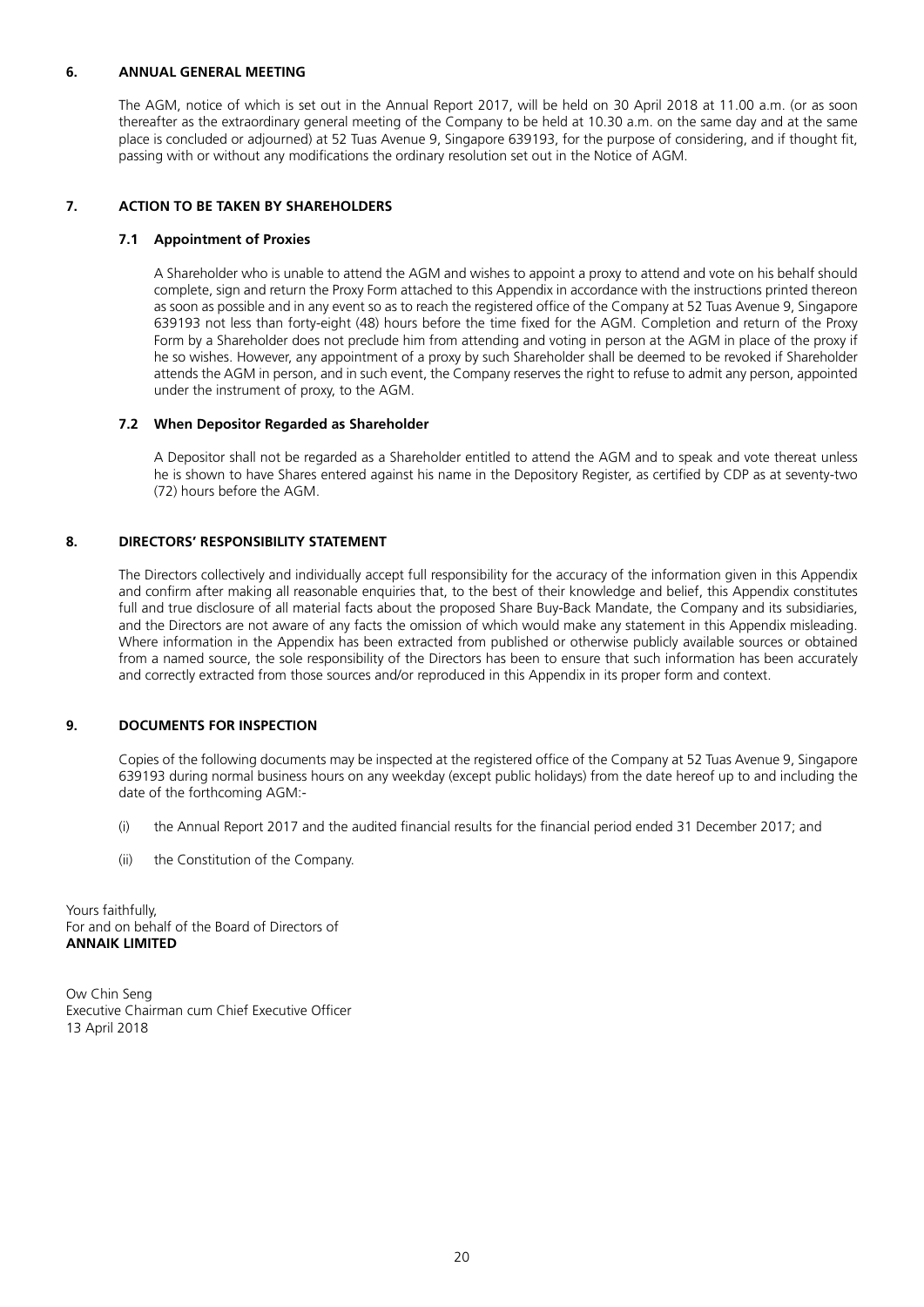## 6. ANNUAL GENERAL MEETING

The AGM, notice of which is set out in the Annual Report 2017, will be held on 30 April 2018 at 11.00 a.m. (or as soon thereafter as the extraordinary general meeting of the Company to be held at 10.30 a.m. on the same day and at the same place is concluded or adjourned) at 52 Tuas Avenue 9, Singapore 639193, for the purpose of considering, and if thought fit, passing with or without any modifications the ordinary resolution set out in the Notice of AGM.

## 7. ACTION TO BE TAKEN BY SHAREHOLDERS

### 7.1 Appointment of Proxies

A Shareholder who is unable to attend the AGM and wishes to appoint a proxy to attend and vote on his behalf should complete, sign and return the Proxy Form attached to this Appendix in accordance with the instructions printed thereon as soon as possible and in any event so as to reach the registered office of the Company at 52 Tuas Avenue 9, Singapore 639193 not less than forty-eight (48) hours before the time fixed for the AGM. Completion and return of the Proxy Form by a Shareholder does not preclude him from attending and voting in person at the AGM in place of the proxy if he so wishes. However, any appointment of a proxy by such Shareholder shall be deemed to be revoked if Shareholder attends the AGM in person, and in such event, the Company reserves the right to refuse to admit any person, appointed under the instrument of proxy, to the AGM.

### 7.2 When Depositor Regarded as Shareholder

A Depositor shall not be regarded as a Shareholder entitled to attend the AGM and to speak and vote thereat unless he is shown to have Shares entered against his name in the Depository Register, as certified by CDP as at seventy-two (72) hours before the AGM.

## 8. DIRECTORS' RESPONSIBILITY STATEMENT

The Directors collectively and individually accept full responsibility for the accuracy of the information given in this Appendix and confirm after making all reasonable enquiries that, to the best of their knowledge and belief, this Appendix constitutes full and true disclosure of all material facts about the proposed Share Buy-Back Mandate, the Company and its subsidiaries, and the Directors are not aware of any facts the omission of which would make any statement in this Appendix misleading. Where information in the Appendix has been extracted from published or otherwise publicly available sources or obtained from a named source, the sole responsibility of the Directors has been to ensure that such information has been accurately and correctly extracted from those sources and/or reproduced in this Appendix in its proper form and context.

## 9. DOCUMENTS FOR INSPECTION

Copies of the following documents may be inspected at the registered office of the Company at 52 Tuas Avenue 9, Singapore 639193 during normal business hours on any weekday (except public holidays) from the date hereof up to and including the date of the forthcoming AGM:-

(i) the Annual Report 2017 and the audited financial results for the financial period ended 31 December 2017; and

(ii) the Constitution of the Company.

Yours faithfully,
For and on behalf of the Board of Directors of
**ANNAIK LIMITED**

Ow Chin Seng
Executive Chairman cum Chief Executive Officer
13 April 2018